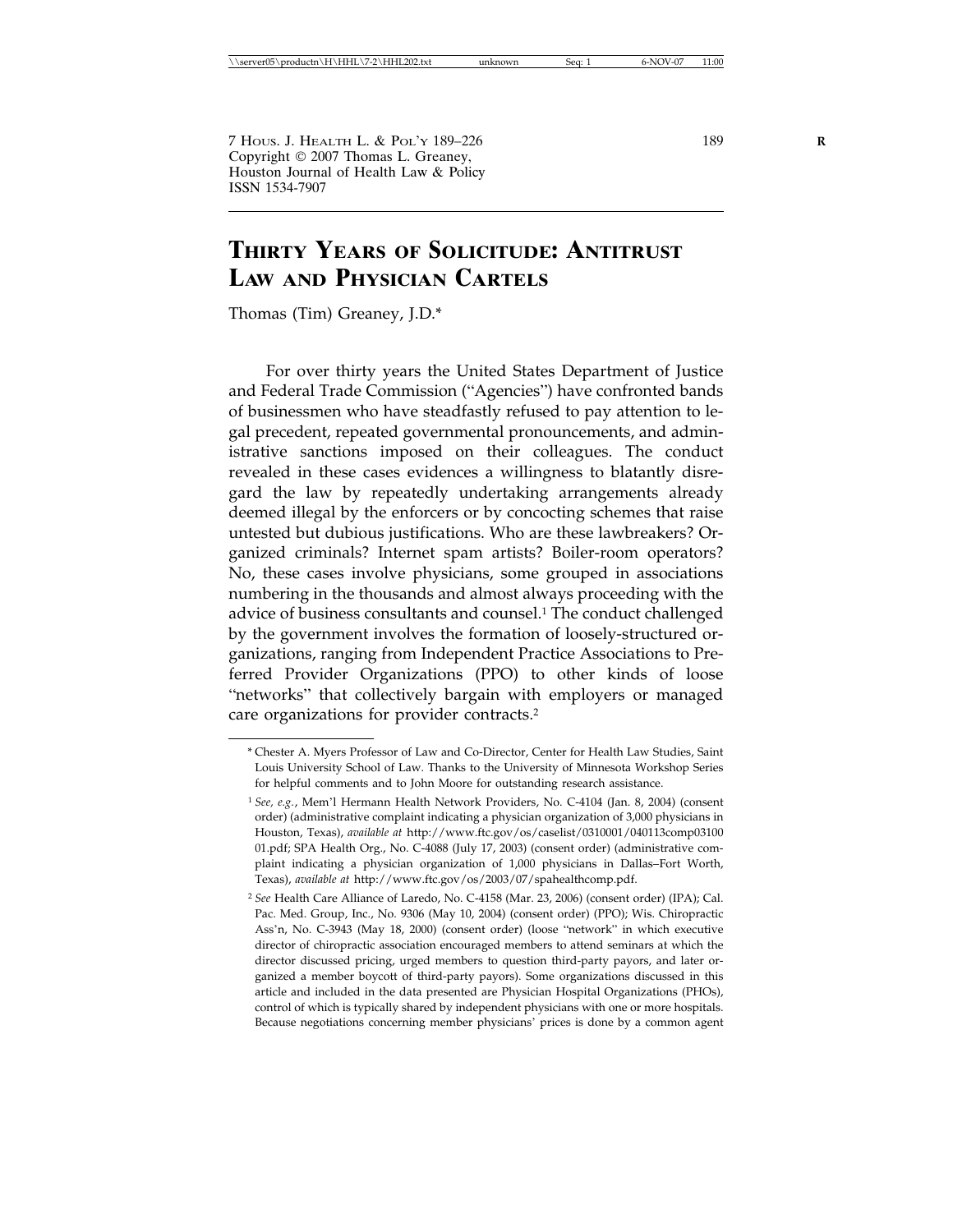7 Hous. J. Health L. & Pol'y 189–226
Copyright © 2007 Thomas L. Greaney,
Houston Journal of Health Law & Policy
ISSN 1534-7907

# Thirty Years of Solicitude: Antitrust Law and Physician Cartels

Thomas (Tim) Greaney, J.D.*

For over thirty years the United States Department of Justice and Federal Trade Commission ("Agencies") have confronted bands of businessmen who have steadfastly refused to pay attention to legal precedent, repeated governmental pronouncements, and administrative sanctions imposed on their colleagues. The conduct revealed in these cases evidences a willingness to blatantly disregard the law by repeatedly undertaking arrangements already deemed illegal by the enforcers or by concocting schemes that raise untested but dubious justifications. Who are these lawbreakers? Organized criminals? Internet spam artists? Boiler-room operators? No, these cases involve physicians, some grouped in associations numbering in the thousands and almost always proceeding with the advice of business consultants and counsel.[1] The conduct challenged by the government involves the formation of loosely-structured organizations, ranging from Independent Practice Associations to Preferred Provider Organizations (PPO) to other kinds of loose "networks" that collectively bargain with employers or managed care organizations for provider contracts.[2]

---

\* Chester A. Myers Professor of Law and Co-Director, Center for Health Law Studies, Saint Louis University School of Law. Thanks to the University of Minnesota Workshop Series for helpful comments and to John Moore for outstanding research assistance.

[1] *See, e.g.*, Mem'l Hermann Health Network Providers, No. C-4104 (Jan. 8, 2004) (consent order) (administrative complaint indicating a physician organization of 3,000 physicians in Houston, Texas), *available at* http://www.ftc.gov/os/caselist/0310001/040113comp0310001.pdf; SPA Health Org., No. C-4088 (July 17, 2003) (consent order) (administrative complaint indicating a physician organization of 1,000 physicians in Dallas–Fort Worth, Texas), *available at* http://www.ftc.gov/os/2003/07/spahealthcomp.pdf.

[2] *See* Health Care Alliance of Laredo, No. C-4158 (Mar. 23, 2006) (consent order) (IPA); Cal. Pac. Med. Group, Inc., No. 9306 (May 10, 2004) (consent order) (PPO); Wis. Chiropractic Ass'n, No. C-3943 (May 18, 2000) (consent order) (loose "network" in which executive director of chiropractic association encouraged members to attend seminars at which the director discussed pricing, urged members to question third-party payors, and later organized a member boycott of third-party payors). Some organizations discussed in this article and included in the data presented are Physician Hospital Organizations (PHOs), control of which is typically shared by independent physicians with one or more hospitals. Because negotiations concerning member physicians' prices is done by a common agent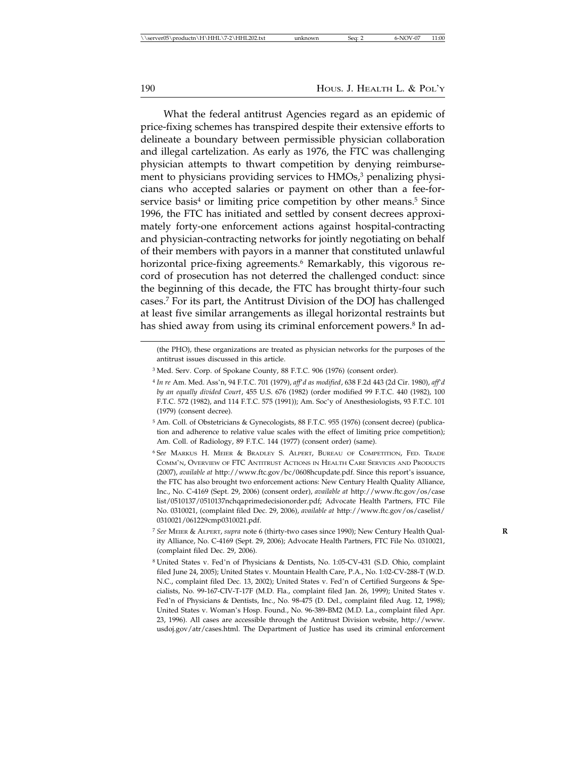What the federal antitrust Agencies regard as an epidemic of price-fixing schemes has transpired despite their extensive efforts to delineate a boundary between permissible physician collaboration and illegal cartelization. As early as 1976, the FTC was challenging physician attempts to thwart competition by denying reimbursement to physicians providing services to HMOs,[3] penalizing physicians who accepted salaries or payment on other than a fee-for-service basis[4] or limiting price competition by other means.[5] Since 1996, the FTC has initiated and settled by consent decrees approximately forty-one enforcement actions against hospital-contracting and physician-contracting networks for jointly negotiating on behalf of their members with payors in a manner that constituted unlawful horizontal price-fixing agreements.[6] Remarkably, this vigorous record of prosecution has not deterred the challenged conduct: since the beginning of this decade, the FTC has brought thirty-four such cases.[7] For its part, the Antitrust Division of the DOJ has challenged at least five similar arrangements as illegal horizontal restraints but has shied away from using its criminal enforcement powers.[8] In ad-

---

(the PHO), these organizations are treated as physician networks for the purposes of the antitrust issues discussed in this article.

[3] Med. Serv. Corp. of Spokane County, 88 F.T.C. 906 (1976) (consent order).

[4] *In re* Am. Med. Ass'n, 94 F.T.C. 701 (1979), *aff'd as modified*, 638 F.2d 443 (2d Cir. 1980), *aff'd by an equally divided Court*, 455 U.S. 676 (1982) (order modified 99 F.T.C. 440 (1982), 100 F.T.C. 572 (1982), and 114 F.T.C. 575 (1991)); Am. Soc'y of Anesthesiologists, 93 F.T.C. 101 (1979) (consent decree).

[5] Am. Coll. of Obstetricians & Gynecologists, 88 F.T.C. 955 (1976) (consent decree) (publication and adherence to relative value scales with the effect of limiting price competition); Am. Coll. of Radiology, 89 F.T.C. 144 (1977) (consent order) (same).

[6] *See* Markus H. Meier & Bradley S. Alpert, Bureau of Competition, Fed. Trade Comm'n, Overview of FTC Antitrust Actions in Health Care Services and Products (2007), *available at* http://www.ftc.gov/bc/0608hcupdate.pdf. Since this report's issuance, the FTC has also brought two enforcement actions: New Century Health Quality Alliance, Inc., No. C-4169 (Sept. 29, 2006) (consent order), *available at* http://www.ftc.gov/os/caselist/0510137/0510137nchqaprimedecisionorder.pdf; Advocate Health Partners, FTC File No. 0310021, (complaint filed Dec. 29, 2006), *available at* http://www.ftc.gov/os/caselist/0310021/061229cmp0310021.pdf.

[7] *See* Meier & Alpert, *supra* note 6 (thirty-two cases since 1990); New Century Health Quality Alliance, No. C-4169 (Sept. 29, 2006); Advocate Health Partners, FTC File No. 0310021, (complaint filed Dec. 29, 2006).

[8] United States v. Fed'n of Physicians & Dentists, No. 1:05-CV-431 (S.D. Ohio, complaint filed June 24, 2005); United States v. Mountain Health Care, P.A., No. 1:02-CV-288-T (W.D. N.C., complaint filed Dec. 13, 2002); United States v. Fed'n of Certified Surgeons & Specialists, No. 99-167-CIV-T-17F (M.D. Fla., complaint filed Jan. 26, 1999); United States v. Fed'n of Physicians & Dentists, Inc., No. 98-475 (D. Del., complaint filed Aug. 12, 1998); United States v. Woman's Hosp. Found., No. 96-389-BM2 (M.D. La., complaint filed Apr. 23, 1996). All cases are accessible through the Antitrust Division website, http://www.usdoj.gov/atr/cases.html. The Department of Justice has used its criminal enforcement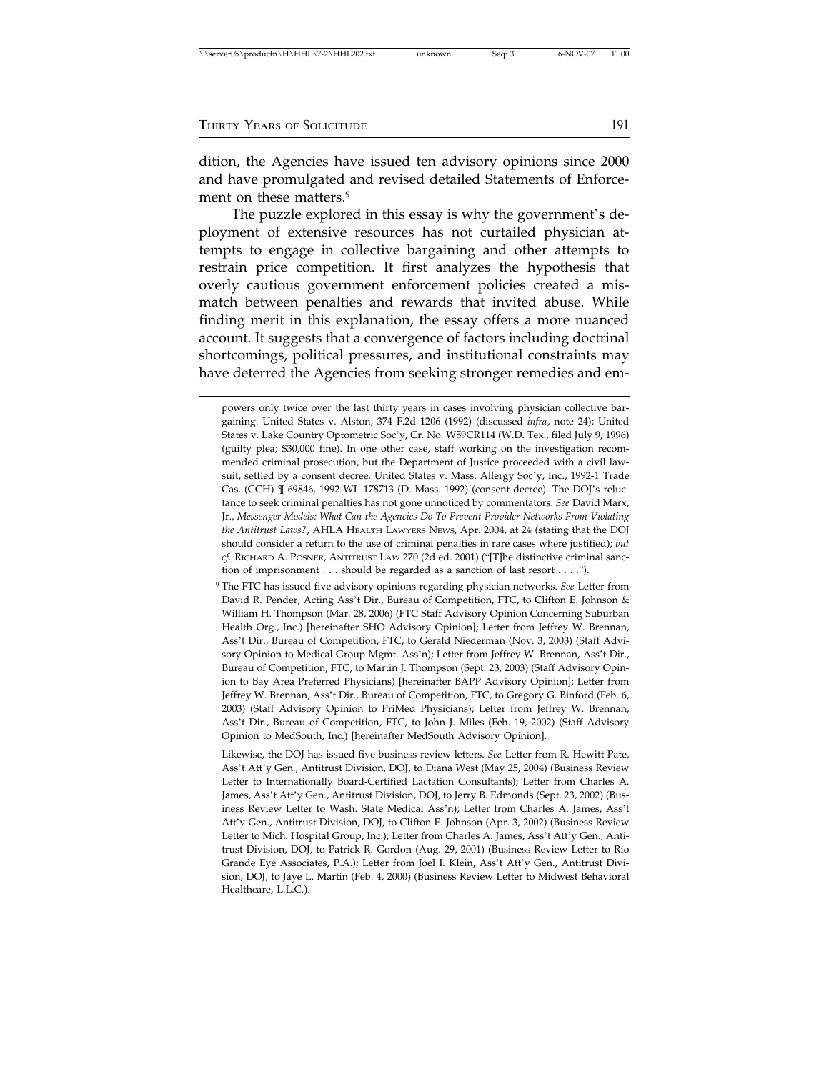dition, the Agencies have issued ten advisory opinions since 2000 and have promulgated and revised detailed Statements of Enforcement on these matters.[9]

The puzzle explored in this essay is why the government's deployment of extensive resources has not curtailed physician attempts to engage in collective bargaining and other attempts to restrain price competition. It first analyzes the hypothesis that overly cautious government enforcement policies created a mismatch between penalties and rewards that invited abuse. While finding merit in this explanation, the essay offers a more nuanced account. It suggests that a convergence of factors including doctrinal shortcomings, political pressures, and institutional constraints may have deterred the Agencies from seeking stronger remedies and em-

---

powers only twice over the last thirty years in cases involving physician collective bargaining. United States v. Alston, 374 F.2d 1206 (1992) (discussed *infra*, note 24); United States v. Lake Country Optometric Soc'y, Cr. No. W59CR114 (W.D. Tex., filed July 9, 1996) (guilty plea; $30,000 fine). In one other case, staff working on the investigation recommended criminal prosecution, but the Department of Justice proceeded with a civil lawsuit, settled by a consent decree. United States v. Mass. Allergy Soc'y, Inc., 1992-1 Trade Cas. (CCH) ¶ 69846, 1992 WL 178713 (D. Mass. 1992) (consent decree). The DOJ's reluctance to seek criminal penalties has not gone unnoticed by commentators. *See* David Marx, Jr., *Messenger Models: What Can the Agencies Do To Prevent Provider Networks From Violating the Antitrust Laws?*, AHLA HEALTH LAWYERS NEWS, Apr. 2004, at 24 (stating that the DOJ should consider a return to the use of criminal penalties in rare cases where justified); *but cf.* RICHARD A. POSNER, ANTITRUST LAW 270 (2d ed. 2001) ("[T]he distinctive criminal sanction of imprisonment . . . should be regarded as a sanction of last resort . . . .").

[9] The FTC has issued five advisory opinions regarding physician networks. *See* Letter from David R. Pender, Acting Ass't Dir., Bureau of Competition, FTC, to Clifton E. Johnson & William H. Thompson (Mar. 28, 2006) (FTC Staff Advisory Opinion Concerning Suburban Health Org., Inc.) [hereinafter SHO Advisory Opinion]; Letter from Jeffrey W. Brennan, Ass't Dir., Bureau of Competition, FTC, to Gerald Niederman (Nov. 3, 2003) (Staff Advisory Opinion to Medical Group Mgmt. Ass'n); Letter from Jeffrey W. Brennan, Ass't Dir., Bureau of Competition, FTC, to Martin J. Thompson (Sept. 23, 2003) (Staff Advisory Opinion to Bay Area Preferred Physicians) [hereinafter BAPP Advisory Opinion]; Letter from Jeffrey W. Brennan, Ass't Dir., Bureau of Competition, FTC, to Gregory G. Binford (Feb. 6, 2003) (Staff Advisory Opinion to PriMed Physicians); Letter from Jeffrey W. Brennan, Ass't Dir., Bureau of Competition, FTC, to John J. Miles (Feb. 19, 2002) (Staff Advisory Opinion to MedSouth, Inc.) [hereinafter MedSouth Advisory Opinion].

Likewise, the DOJ has issued five business review letters. *See* Letter from R. Hewitt Pate, Ass't Att'y Gen., Antitrust Division, DOJ, to Diana West (May 25, 2004) (Business Review Letter to Internationally Board-Certified Lactation Consultants); Letter from Charles A. James, Ass't Att'y Gen., Antitrust Division, DOJ, to Jerry B. Edmonds (Sept. 23, 2002) (Business Review Letter to Wash. State Medical Ass'n); Letter from Charles A. James, Ass't Att'y Gen., Antitrust Division, DOJ, to Clifton E. Johnson (Apr. 3, 2002) (Business Review Letter to Mich. Hospital Group, Inc.); Letter from Charles A. James, Ass't Att'y Gen., Antitrust Division, DOJ, to Patrick R. Gordon (Aug. 29, 2001) (Business Review Letter to Rio Grande Eye Associates, P.A.); Letter from Joel I. Klein, Ass't Att'y Gen., Antitrust Division, DOJ, to Jaye L. Martin (Feb. 4, 2000) (Business Review Letter to Midwest Behavioral Healthcare, L.L.C.).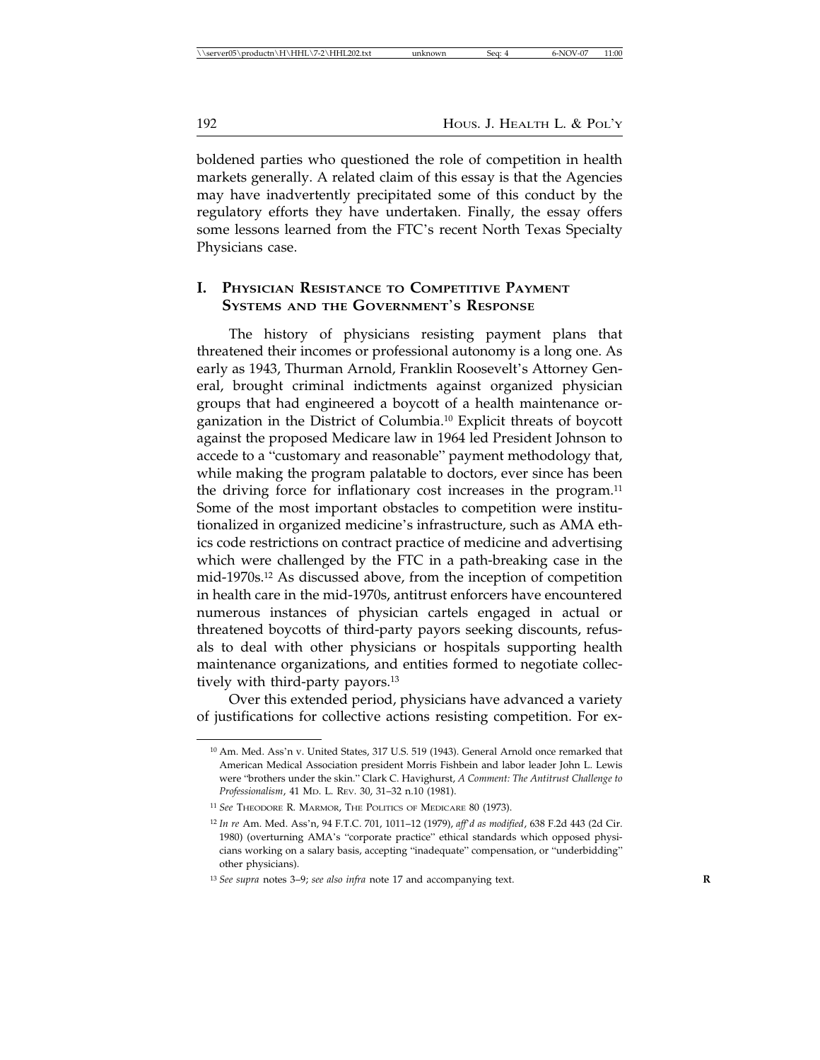boldened parties who questioned the role of competition in health markets generally. A related claim of this essay is that the Agencies may have inadvertently precipitated some of this conduct by the regulatory efforts they have undertaken. Finally, the essay offers some lessons learned from the FTC's recent North Texas Specialty Physicians case.

## I. Physician Resistance to Competitive Payment Systems and the Government's Response

The history of physicians resisting payment plans that threatened their incomes or professional autonomy is a long one. As early as 1943, Thurman Arnold, Franklin Roosevelt's Attorney General, brought criminal indictments against organized physician groups that had engineered a boycott of a health maintenance organization in the District of Columbia.[10] Explicit threats of boycott against the proposed Medicare law in 1964 led President Johnson to accede to a "customary and reasonable" payment methodology that, while making the program palatable to doctors, ever since has been the driving force for inflationary cost increases in the program.[11] Some of the most important obstacles to competition were institutionalized in organized medicine's infrastructure, such as AMA ethics code restrictions on contract practice of medicine and advertising which were challenged by the FTC in a path-breaking case in the mid-1970s.[12] As discussed above, from the inception of competition in health care in the mid-1970s, antitrust enforcers have encountered numerous instances of physician cartels engaged in actual or threatened boycotts of third-party payors seeking discounts, refusals to deal with other physicians or hospitals supporting health maintenance organizations, and entities formed to negotiate collectively with third-party payors.[13]

Over this extended period, physicians have advanced a variety of justifications for collective actions resisting competition. For ex-

---

[10] Am. Med. Ass'n v. United States, 317 U.S. 519 (1943). General Arnold once remarked that American Medical Association president Morris Fishbein and labor leader John L. Lewis were "brothers under the skin." Clark C. Havighurst, *A Comment: The Antitrust Challenge to Professionalism*, 41 Md. L. Rev. 30, 31–32 n.10 (1981).

[11] *See* Theodore R. Marmor, The Politics of Medicare 80 (1973).

[12] *In re* Am. Med. Ass'n, 94 F.T.C. 701, 1011–12 (1979), *aff'd as modified*, 638 F.2d 443 (2d Cir. 1980) (overturning AMA's "corporate practice" ethical standards which opposed physicians working on a salary basis, accepting "inadequate" compensation, or "underbidding" other physicians).

[13] *See supra* notes 3–9; *see also infra* note 17 and accompanying text.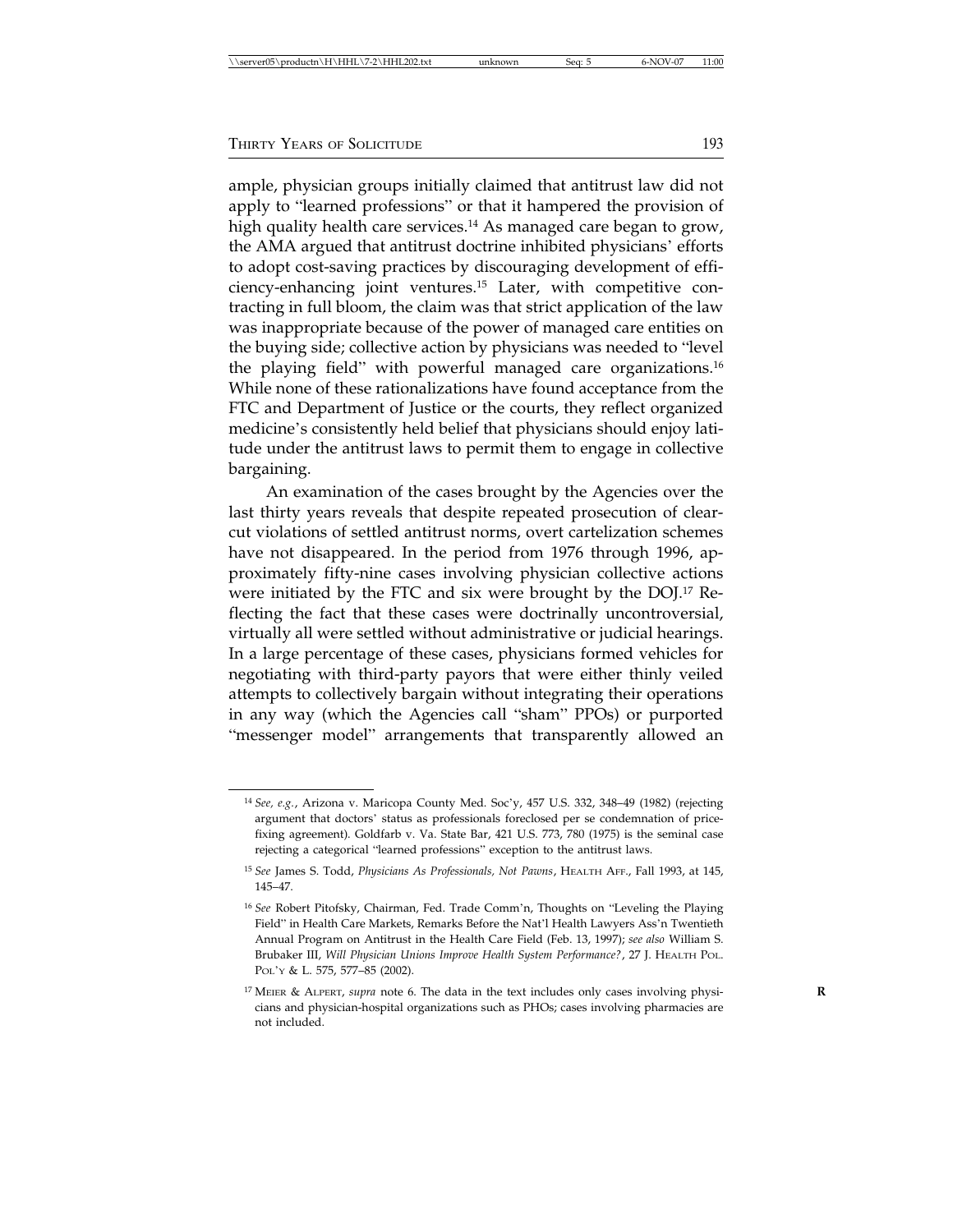ample, physician groups initially claimed that antitrust law did not apply to "learned professions" or that it hampered the provision of high quality health care services.[14] As managed care began to grow, the AMA argued that antitrust doctrine inhibited physicians' efforts to adopt cost-saving practices by discouraging development of efficiency-enhancing joint ventures.[15] Later, with competitive contracting in full bloom, the claim was that strict application of the law was inappropriate because of the power of managed care entities on the buying side; collective action by physicians was needed to "level the playing field" with powerful managed care organizations.[16] While none of these rationalizations have found acceptance from the FTC and Department of Justice or the courts, they reflect organized medicine's consistently held belief that physicians should enjoy latitude under the antitrust laws to permit them to engage in collective bargaining.

An examination of the cases brought by the Agencies over the last thirty years reveals that despite repeated prosecution of clear-cut violations of settled antitrust norms, overt cartelization schemes have not disappeared. In the period from 1976 through 1996, approximately fifty-nine cases involving physician collective actions were initiated by the FTC and six were brought by the DOJ.[17] Reflecting the fact that these cases were doctrinally uncontroversial, virtually all were settled without administrative or judicial hearings. In a large percentage of these cases, physicians formed vehicles for negotiating with third-party payors that were either thinly veiled attempts to collectively bargain without integrating their operations in any way (which the Agencies call "sham" PPOs) or purported "messenger model" arrangements that transparently allowed an

---

[14] *See, e.g.*, Arizona v. Maricopa County Med. Soc'y, 457 U.S. 332, 348–49 (1982) (rejecting argument that doctors' status as professionals foreclosed per se condemnation of price-fixing agreement). Goldfarb v. Va. State Bar, 421 U.S. 773, 780 (1975) is the seminal case rejecting a categorical "learned professions" exception to the antitrust laws.

[15] *See* James S. Todd, *Physicians As Professionals, Not Pawns*, HEALTH AFF., Fall 1993, at 145, 145–47.

[16] *See* Robert Pitofsky, Chairman, Fed. Trade Comm'n, Thoughts on "Leveling the Playing Field" in Health Care Markets, Remarks Before the Nat'l Health Lawyers Ass'n Twentieth Annual Program on Antitrust in the Health Care Field (Feb. 13, 1997); *see also* William S. Brubaker III, *Will Physician Unions Improve Health System Performance?*, 27 J. HEALTH POL. POL'Y & L. 575, 577–85 (2002).

[17] MEIER & ALPERT, *supra* note 6. The data in the text includes only cases involving physicians and physician-hospital organizations such as PHOs; cases involving pharmacies are not included.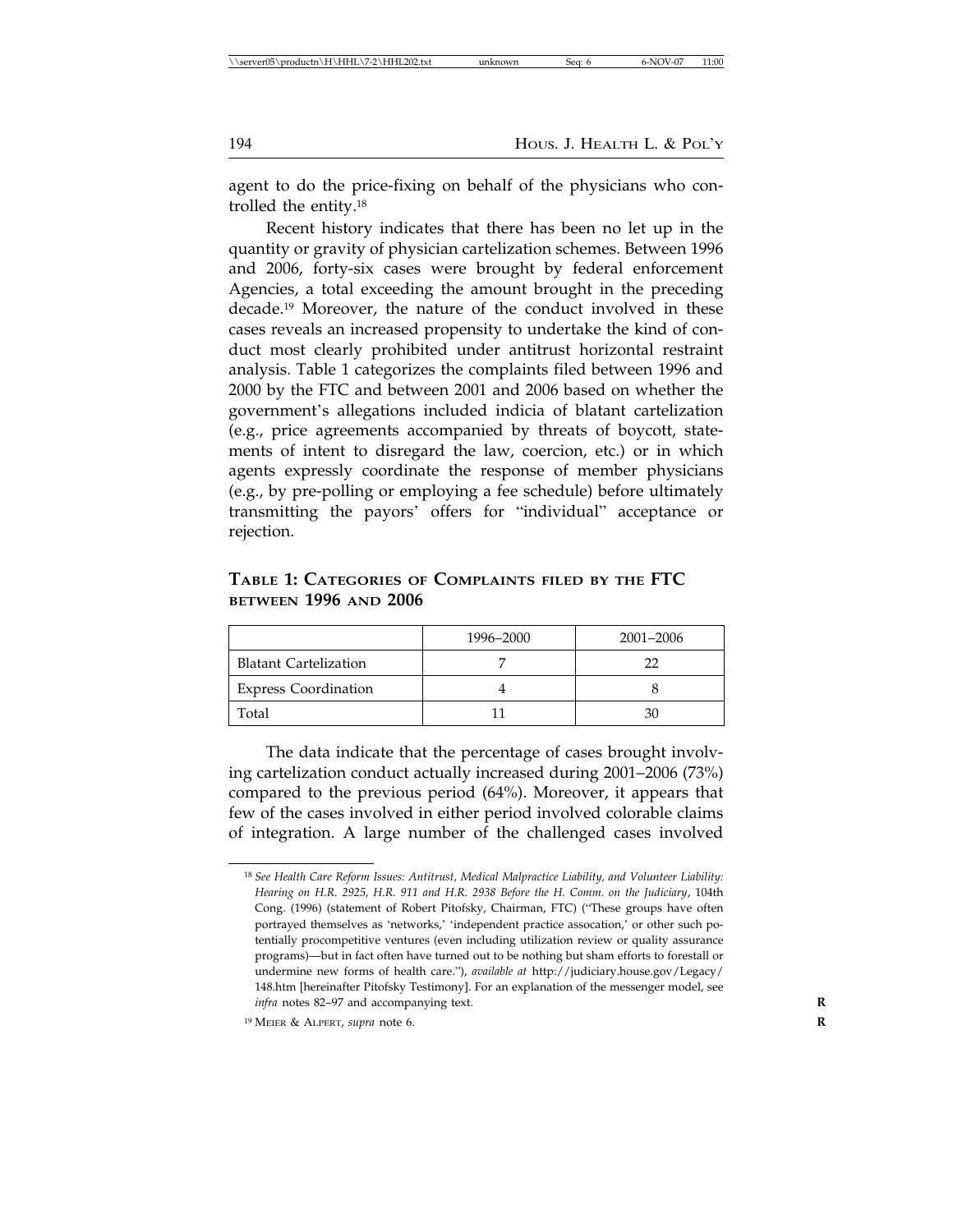agent to do the price-fixing on behalf of the physicians who controlled the entity.[18]

Recent history indicates that there has been no let up in the quantity or gravity of physician cartelization schemes. Between 1996 and 2006, forty-six cases were brought by federal enforcement Agencies, a total exceeding the amount brought in the preceding decade.[19] Moreover, the nature of the conduct involved in these cases reveals an increased propensity to undertake the kind of conduct most clearly prohibited under antitrust horizontal restraint analysis. Table 1 categorizes the complaints filed between 1996 and 2000 by the FTC and between 2001 and 2006 based on whether the government's allegations included indicia of blatant cartelization (e.g., price agreements accompanied by threats of boycott, statements of intent to disregard the law, coercion, etc.) or in which agents expressly coordinate the response of member physicians (e.g., by pre-polling or employing a fee schedule) before ultimately transmitting the payors' offers for "individual" acceptance or rejection.

**TABLE 1: CATEGORIES OF COMPLAINTS FILED BY THE FTC BETWEEN 1996 AND 2006**

| | 1996–2000 | 2001–2006 |
|---|---|---|
| Blatant Cartelization | 7 | 22 |
| Express Coordination | 4 | 8 |
| Total | 11 | 30 |

The data indicate that the percentage of cases brought involving cartelization conduct actually increased during 2001–2006 (73%) compared to the previous period (64%). Moreover, it appears that few of the cases involved in either period involved colorable claims of integration. A large number of the challenged cases involved

---

[18] *See Health Care Reform Issues: Antitrust, Medical Malpractice Liability, and Volunteer Liability: Hearing on H.R. 2925, H.R. 911 and H.R. 2938 Before the H. Comm. on the Judiciary*, 104th Cong. (1996) (statement of Robert Pitofsky, Chairman, FTC) ("These groups have often portrayed themselves as 'networks,' 'independent practice assocation,' or other such potentially procompetitive ventures (even including utilization review or quality assurance programs)—but in fact often have turned out to be nothing but sham efforts to forestall or undermine new forms of health care."), *available at* http://judiciary.house.gov/Legacy/148.htm [hereinafter Pitofsky Testimony]. For an explanation of the messenger model, see *infra* notes 82–97 and accompanying text.

[19] MEIER & ALPERT, *supra* note 6.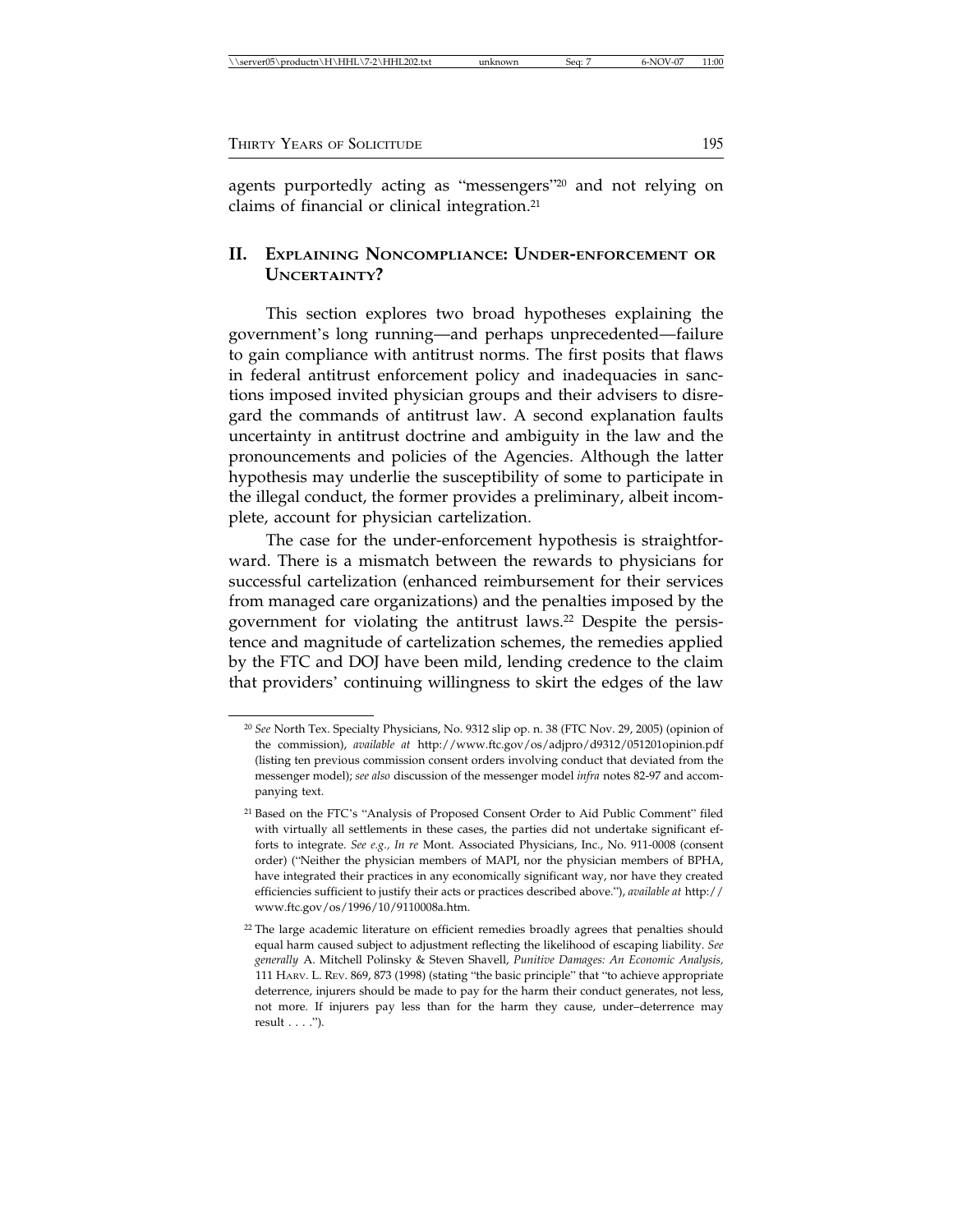agents purportedly acting as "messengers"[20] and not relying on claims of financial or clinical integration.[21]

## II. Explaining Noncompliance: Under-enforcement or Uncertainty?

This section explores two broad hypotheses explaining the government's long running—and perhaps unprecedented—failure to gain compliance with antitrust norms. The first posits that flaws in federal antitrust enforcement policy and inadequacies in sanctions imposed invited physician groups and their advisers to disregard the commands of antitrust law. A second explanation faults uncertainty in antitrust doctrine and ambiguity in the law and the pronouncements and policies of the Agencies. Although the latter hypothesis may underlie the susceptibility of some to participate in the illegal conduct, the former provides a preliminary, albeit incomplete, account for physician cartelization.

The case for the under-enforcement hypothesis is straightforward. There is a mismatch between the rewards to physicians for successful cartelization (enhanced reimbursement for their services from managed care organizations) and the penalties imposed by the government for violating the antitrust laws.[22] Despite the persistence and magnitude of cartelization schemes, the remedies applied by the FTC and DOJ have been mild, lending credence to the claim that providers' continuing willingness to skirt the edges of the law

---

[20] *See* North Tex. Specialty Physicians, No. 9312 slip op. n. 38 (FTC Nov. 29, 2005) (opinion of the commission), *available at* http://www.ftc.gov/os/adjpro/d9312/051201opinion.pdf (listing ten previous commission consent orders involving conduct that deviated from the messenger model); *see also* discussion of the messenger model *infra* notes 82-97 and accompanying text.

[21] Based on the FTC's "Analysis of Proposed Consent Order to Aid Public Comment" filed with virtually all settlements in these cases, the parties did not undertake significant efforts to integrate. *See e.g., In re* Mont. Associated Physicians, Inc., No. 911-0008 (consent order) ("Neither the physician members of MAPI, nor the physician members of BPHA, have integrated their practices in any economically significant way, nor have they created efficiencies sufficient to justify their acts or practices described above."), *available at* http://www.ftc.gov/os/1996/10/9110008a.htm.

[22] The large academic literature on efficient remedies broadly agrees that penalties should equal harm caused subject to adjustment reflecting the likelihood of escaping liability. *See generally* A. Mitchell Polinsky & Steven Shavell, *Punitive Damages: An Economic Analysis*, 111 Harv. L. Rev. 869, 873 (1998) (stating "the basic principle" that "to achieve appropriate deterrence, injurers should be made to pay for the harm their conduct generates, not less, not more. If injurers pay less than for the harm they cause, under–deterrence may result . . . .").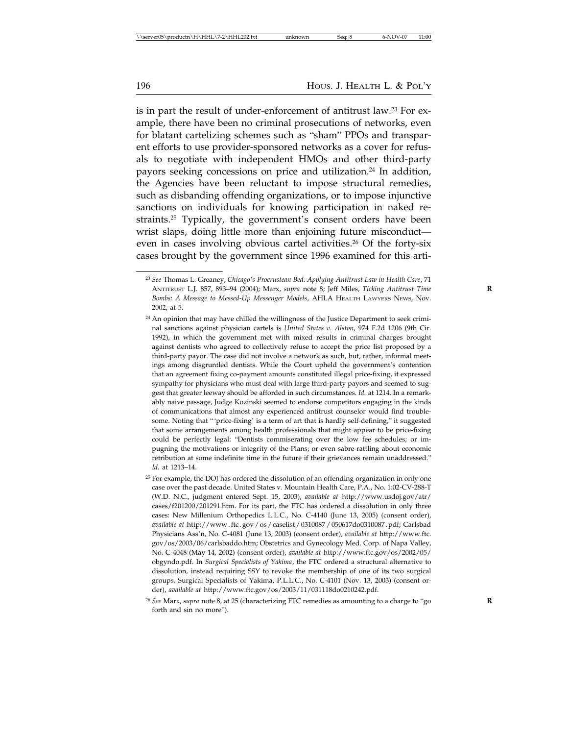is in part the result of under-enforcement of antitrust law.[23] For example, there have been no criminal prosecutions of networks, even for blatant cartelizing schemes such as "sham" PPOs and transparent efforts to use provider-sponsored networks as a cover for refusals to negotiate with independent HMOs and other third-party payors seeking concessions on price and utilization.[24] In addition, the Agencies have been reluctant to impose structural remedies, such as disbanding offending organizations, or to impose injunctive sanctions on individuals for knowing participation in naked restraints.[25] Typically, the government's consent orders have been wrist slaps, doing little more than enjoining future misconduct—even in cases involving obvious cartel activities.[26] Of the forty-six cases brought by the government since 1996 examined for this arti-

---

[23] *See* Thomas L. Greaney, *Chicago's Procrustean Bed: Applying Antitrust Law in Health Care*, 71 ANTITRUST L.J. 857, 893–94 (2004); Marx, *supra* note 8; Jeff Miles, *Ticking Antitrust Time Bombs: A Message to Messed-Up Messenger Models*, AHLA HEALTH LAWYERS NEWS, Nov. 2002, at 5.

[24] An opinion that may have chilled the willingness of the Justice Department to seek criminal sanctions against physician cartels is *United States v. Alston*, 974 F.2d 1206 (9th Cir. 1992), in which the government met with mixed results in criminal charges brought against dentists who agreed to collectively refuse to accept the price list proposed by a third-party payor. The case did not involve a network as such, but, rather, informal meetings among disgruntled dentists. While the Court upheld the government's contention that an agreement fixing co-payment amounts constituted illegal price-fixing, it expressed sympathy for physicians who must deal with large third-party payors and seemed to suggest that greater leeway should be afforded in such circumstances. *Id.* at 1214. In a remarkably naive passage, Judge Kozinski seemed to endorse competitors engaging in the kinds of communications that almost any experienced antitrust counselor would find troublesome. Noting that "'price-fixing' is a term of art that is hardly self-defining," it suggested that some arrangements among health professionals that might appear to be price-fixing could be perfectly legal: "Dentists commiserating over the low fee schedules; or impugning the motivations or integrity of the Plans; or even sabre-rattling about economic retribution at some indefinite time in the future if their grievances remain unaddressed." *Id.* at 1213–14.

[25] For example, the DOJ has ordered the dissolution of an offending organization in only one case over the past decade. United States v. Mountain Health Care, P.A., No. 1:02-CV-288-T (W.D. N.C., judgment entered Sept. 15, 2003), *available at* http://www.usdoj.gov/atr/cases/f201200/201291.htm. For its part, the FTC has ordered a dissolution in only three cases: New Millenium Orthopedics L.L.C., No. C-4140 (June 13, 2005) (consent order), *available at* http://www.ftc.gov/os/caselist/0310087/050617do0310087.pdf; Carlsbad Physicians Ass'n, No. C-4081 (June 13, 2003) (consent order), *available at* http://www.ftc.gov/os/2003/06/carlsbaddo.htm; Obstetrics and Gynecology Med. Corp. of Napa Valley, No. C-4048 (May 14, 2002) (consent order), *available at* http://www.ftc.gov/os/2002/05/obgyndo.pdf. In *Surgical Specialists of Yakima*, the FTC ordered a structural alternative to dissolution, instead requiring SSY to revoke the membership of one of its two surgical groups. Surgical Specialists of Yakima, P.L.L.C., No. C-4101 (Nov. 13, 2003) (consent order), *available at* http://www.ftc.gov/os/2003/11/031118do0210242.pdf.

[26] *See* Marx, *supra* note 8, at 25 (characterizing FTC remedies as amounting to a charge to "go forth and sin no more").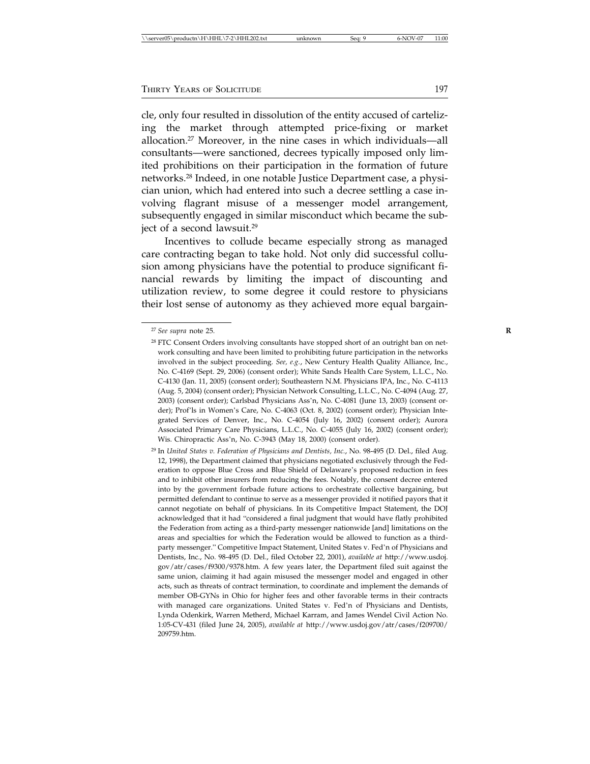cle, only four resulted in dissolution of the entity accused of cartelizing the market through attempted price-fixing or market allocation.[27] Moreover, in the nine cases in which individuals—all consultants—were sanctioned, decrees typically imposed only limited prohibitions on their participation in the formation of future networks.[28] Indeed, in one notable Justice Department case, a physician union, which had entered into such a decree settling a case involving flagrant misuse of a messenger model arrangement, subsequently engaged in similar misconduct which became the subject of a second lawsuit.[29]

Incentives to collude became especially strong as managed care contracting began to take hold. Not only did successful collusion among physicians have the potential to produce significant financial rewards by limiting the impact of discounting and utilization review, to some degree it could restore to physicians their lost sense of autonomy as they achieved more equal bargain-

---

[27] *See supra* note 25.

[28] FTC Consent Orders involving consultants have stopped short of an outright ban on network consulting and have been limited to prohibiting future participation in the networks involved in the subject proceeding. *See, e.g.*, New Century Health Quality Alliance, Inc., No. C-4169 (Sept. 29, 2006) (consent order); White Sands Health Care System, L.L.C., No. C-4130 (Jan. 11, 2005) (consent order); Southeastern N.M. Physicians IPA, Inc., No. C-4113 (Aug. 5, 2004) (consent order); Physician Network Consulting, L.L.C., No. C-4094 (Aug. 27, 2003) (consent order); Carlsbad Physicians Ass'n, No. C-4081 (June 13, 2003) (consent order); Prof'ls in Women's Care, No. C-4063 (Oct. 8, 2002) (consent order); Physician Integrated Services of Denver, Inc., No. C-4054 (July 16, 2002) (consent order); Aurora Associated Primary Care Physicians, L.L.C., No. C-4055 (July 16, 2002) (consent order); Wis. Chiropractic Ass'n, No. C-3943 (May 18, 2000) (consent order).

[29] In *United States v. Federation of Physicians and Dentists, Inc.*, No. 98-495 (D. Del., filed Aug. 12, 1998), the Department claimed that physicians negotiated exclusively through the Federation to oppose Blue Cross and Blue Shield of Delaware's proposed reduction in fees and to inhibit other insurers from reducing the fees. Notably, the consent decree entered into by the government forbade future actions to orchestrate collective bargaining, but permitted defendant to continue to serve as a messenger provided it notified payors that it cannot negotiate on behalf of physicians. In its Competitive Impact Statement, the DOJ acknowledged that it had "considered a final judgment that would have flatly prohibited the Federation from acting as a third-party messenger nationwide [and] limitations on the areas and specialties for which the Federation would be allowed to function as a third-party messenger." Competitive Impact Statement, United States v. Fed'n of Physicians and Dentists, Inc., No. 98-495 (D. Del., filed October 22, 2001), *available at* http://www.usdoj.gov/atr/cases/f9300/9378.htm. A few years later, the Department filed suit against the same union, claiming it had again misused the messenger model and engaged in other acts, such as threats of contract termination, to coordinate and implement the demands of member OB-GYNs in Ohio for higher fees and other favorable terms in their contracts with managed care organizations. United States v. Fed'n of Physicians and Dentists, Lynda Odenkirk, Warren Metherd, Michael Karram, and James Wendel Civil Action No. 1:05-CV-431 (filed June 24, 2005), *available at* http://www.usdoj.gov/atr/cases/f209700/209759.htm.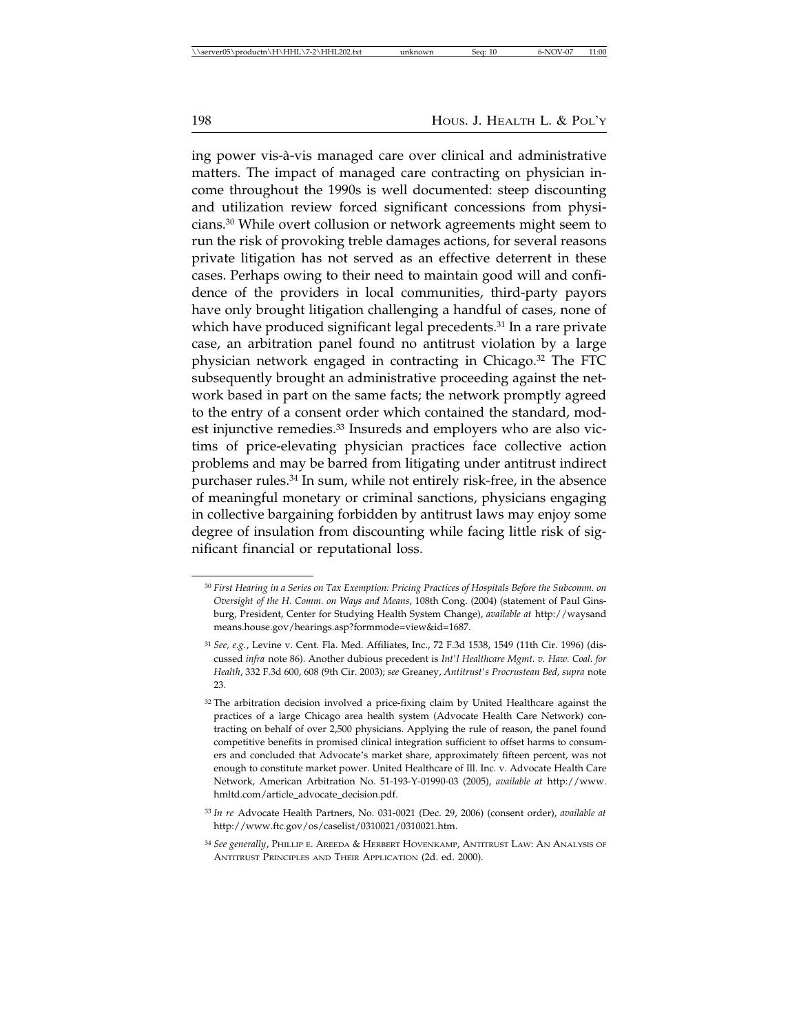ing power vis-à-vis managed care over clinical and administrative matters. The impact of managed care contracting on physician income throughout the 1990s is well documented: steep discounting and utilization review forced significant concessions from physicians.[30] While overt collusion or network agreements might seem to run the risk of provoking treble damages actions, for several reasons private litigation has not served as an effective deterrent in these cases. Perhaps owing to their need to maintain good will and confidence of the providers in local communities, third-party payors have only brought litigation challenging a handful of cases, none of which have produced significant legal precedents.[31] In a rare private case, an arbitration panel found no antitrust violation by a large physician network engaged in contracting in Chicago.[32] The FTC subsequently brought an administrative proceeding against the network based in part on the same facts; the network promptly agreed to the entry of a consent order which contained the standard, modest injunctive remedies.[33] Insureds and employers who are also victims of price-elevating physician practices face collective action problems and may be barred from litigating under antitrust indirect purchaser rules.[34] In sum, while not entirely risk-free, in the absence of meaningful monetary or criminal sanctions, physicians engaging in collective bargaining forbidden by antitrust laws may enjoy some degree of insulation from discounting while facing little risk of significant financial or reputational loss.

---

[30] *First Hearing in a Series on Tax Exemption: Pricing Practices of Hospitals Before the Subcomm. on Oversight of the H. Comm. on Ways and Means*, 108th Cong. (2004) (statement of Paul Ginsburg, President, Center for Studying Health System Change), *available at* http://waysandmeans.house.gov/hearings.asp?formmode=view&id=1687.

[31] *See, e.g.*, Levine v. Cent. Fla. Med. Affiliates, Inc., 72 F.3d 1538, 1549 (11th Cir. 1996) (discussed *infra* note 86). Another dubious precedent is *Int'l Healthcare Mgmt. v. Haw. Coal. for Health*, 332 F.3d 600, 608 (9th Cir. 2003); *see* Greaney, *Antitrust's Procrustean Bed, supra* note 23.

[32] The arbitration decision involved a price-fixing claim by United Healthcare against the practices of a large Chicago area health system (Advocate Health Care Network) contracting on behalf of over 2,500 physicians. Applying the rule of reason, the panel found competitive benefits in promised clinical integration sufficient to offset harms to consumers and concluded that Advocate's market share, approximately fifteen percent, was not enough to constitute market power. United Healthcare of Ill. Inc. v. Advocate Health Care Network, American Arbitration No. 51-193-Y-01990-03 (2005), *available at* http://www.hmltd.com/article_advocate_decision.pdf.

[33] *In re* Advocate Health Partners, No. 031-0021 (Dec. 29, 2006) (consent order), *available at* http://www.ftc.gov/os/caselist/0310021/0310021.htm.

[34] *See generally*, Phillip E. Areeda & Herbert Hovenkamp, Antitrust Law: An Analysis of Antitrust Principles and Their Application (2d. ed. 2000).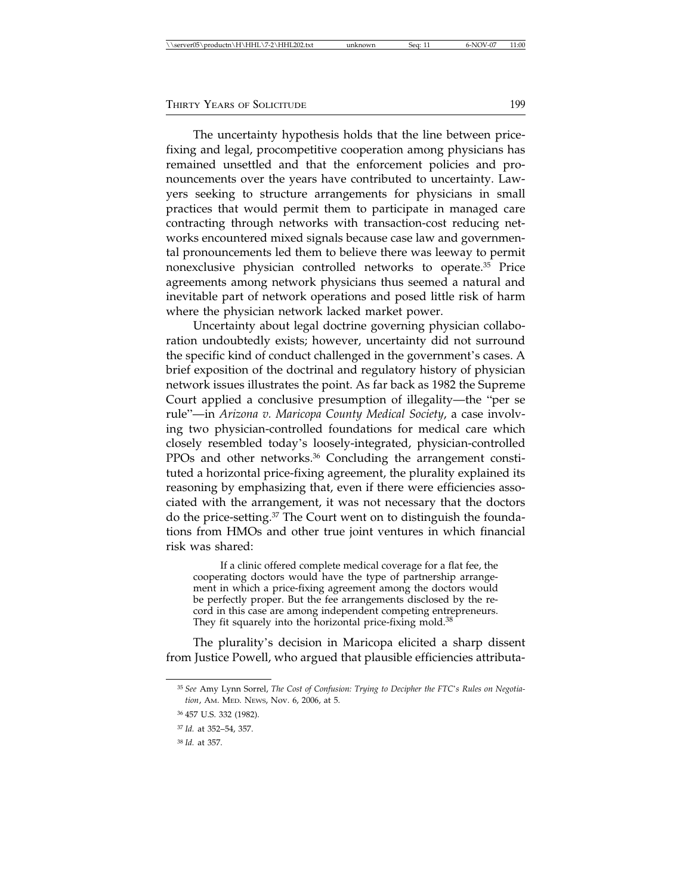The uncertainty hypothesis holds that the line between price-fixing and legal, procompetitive cooperation among physicians has remained unsettled and that the enforcement policies and pronouncements over the years have contributed to uncertainty. Lawyers seeking to structure arrangements for physicians in small practices that would permit them to participate in managed care contracting through networks with transaction-cost reducing networks encountered mixed signals because case law and governmental pronouncements led them to believe there was leeway to permit nonexclusive physician controlled networks to operate.[35] Price agreements among network physicians thus seemed a natural and inevitable part of network operations and posed little risk of harm where the physician network lacked market power.

Uncertainty about legal doctrine governing physician collaboration undoubtedly exists; however, uncertainty did not surround the specific kind of conduct challenged in the government's cases. A brief exposition of the doctrinal and regulatory history of physician network issues illustrates the point. As far back as 1982 the Supreme Court applied a conclusive presumption of illegality—the "per se rule"—in *Arizona v. Maricopa County Medical Society*, a case involving two physician-controlled foundations for medical care which closely resembled today's loosely-integrated, physician-controlled PPOs and other networks.[36] Concluding the arrangement constituted a horizontal price-fixing agreement, the plurality explained its reasoning by emphasizing that, even if there were efficiencies associated with the arrangement, it was not necessary that the doctors do the price-setting.[37] The Court went on to distinguish the foundations from HMOs and other true joint ventures in which financial risk was shared:

> If a clinic offered complete medical coverage for a flat fee, the cooperating doctors would have the type of partnership arrangement in which a price-fixing agreement among the doctors would be perfectly proper. But the fee arrangements disclosed by the record in this case are among independent competing entrepreneurs. They fit squarely into the horizontal price-fixing mold.[38]

The plurality's decision in Maricopa elicited a sharp dissent from Justice Powell, who argued that plausible efficiencies attributa-

---

[35] *See* Amy Lynn Sorrel, *The Cost of Confusion: Trying to Decipher the FTC's Rules on Negotiation*, AM. MED. NEWS, Nov. 6, 2006, at 5.

[36] 457 U.S. 332 (1982).

[37] *Id.* at 352–54, 357.

[38] *Id.* at 357.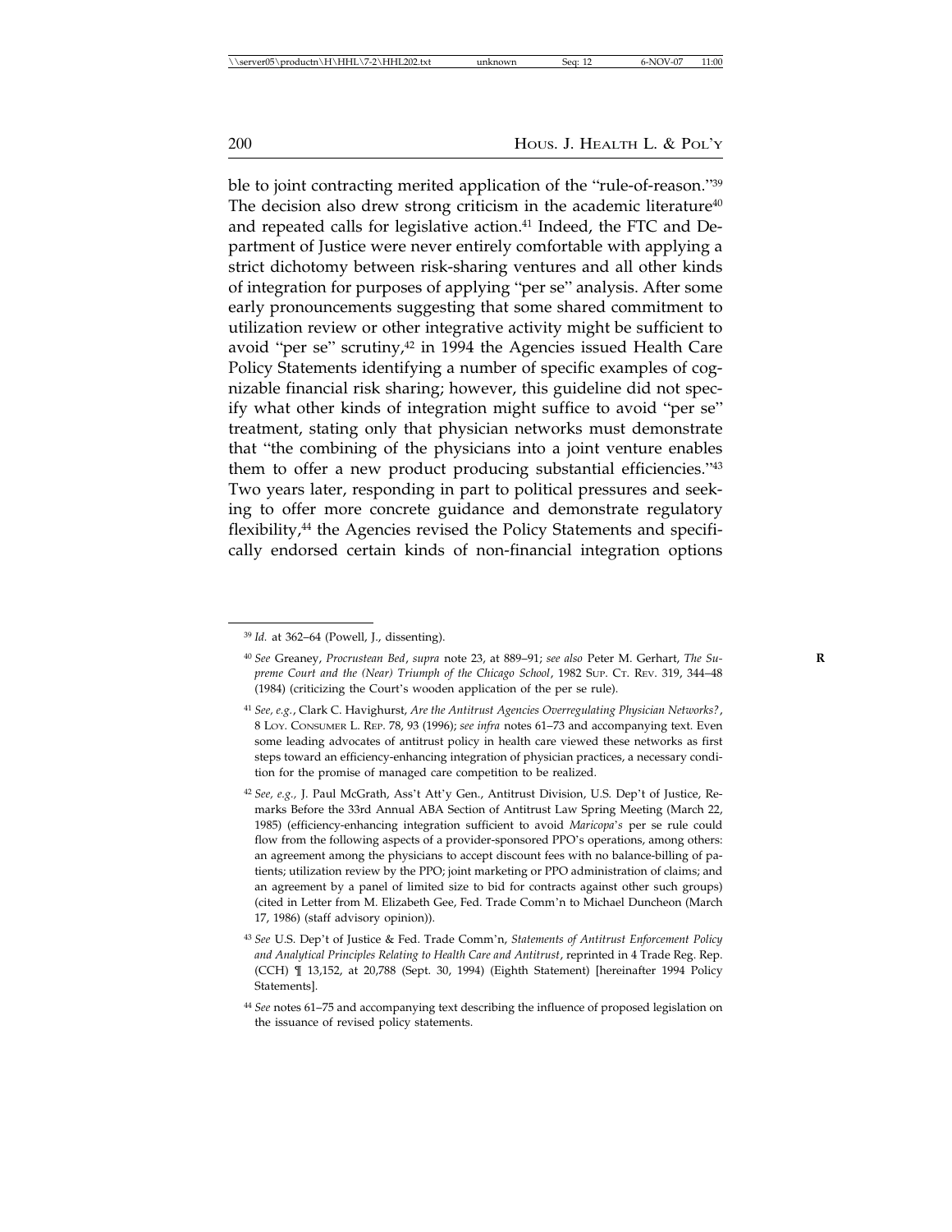ble to joint contracting merited application of the "rule-of-reason."[39] The decision also drew strong criticism in the academic literature[40] and repeated calls for legislative action.[41] Indeed, the FTC and Department of Justice were never entirely comfortable with applying a strict dichotomy between risk-sharing ventures and all other kinds of integration for purposes of applying "per se" analysis. After some early pronouncements suggesting that some shared commitment to utilization review or other integrative activity might be sufficient to avoid "per se" scrutiny,[42] in 1994 the Agencies issued Health Care Policy Statements identifying a number of specific examples of cognizable financial risk sharing; however, this guideline did not specify what other kinds of integration might suffice to avoid "per se" treatment, stating only that physician networks must demonstrate that "the combining of the physicians into a joint venture enables them to offer a new product producing substantial efficiencies."[43] Two years later, responding in part to political pressures and seeking to offer more concrete guidance and demonstrate regulatory flexibility,[44] the Agencies revised the Policy Statements and specifically endorsed certain kinds of non-financial integration options

---

[39] *Id.* at 362–64 (Powell, J., dissenting).

[40] *See* Greaney, *Procrustean Bed*, *supra* note 23, at 889–91; *see also* Peter M. Gerhart, *The Supreme Court and the (Near) Triumph of the Chicago School*, 1982 SUP. CT. REV. 319, 344–48 (1984) (criticizing the Court's wooden application of the per se rule).

[41] *See, e.g.*, Clark C. Havighurst, *Are the Antitrust Agencies Overregulating Physician Networks?*, 8 LOY. CONSUMER L. REP. 78, 93 (1996); *see infra* notes 61–73 and accompanying text. Even some leading advocates of antitrust policy in health care viewed these networks as first steps toward an efficiency-enhancing integration of physician practices, a necessary condition for the promise of managed care competition to be realized.

[42] *See, e.g.*, J. Paul McGrath, Ass't Att'y Gen., Antitrust Division, U.S. Dep't of Justice, Remarks Before the 33rd Annual ABA Section of Antitrust Law Spring Meeting (March 22, 1985) (efficiency-enhancing integration sufficient to avoid *Maricopa's* per se rule could flow from the following aspects of a provider-sponsored PPO's operations, among others: an agreement among the physicians to accept discount fees with no balance-billing of patients; utilization review by the PPO; joint marketing or PPO administration of claims; and an agreement by a panel of limited size to bid for contracts against other such groups) (cited in Letter from M. Elizabeth Gee, Fed. Trade Comm'n to Michael Duncheon (March 17, 1986) (staff advisory opinion)).

[43] *See* U.S. Dep't of Justice & Fed. Trade Comm'n, *Statements of Antitrust Enforcement Policy and Analytical Principles Relating to Health Care and Antitrust*, reprinted in 4 Trade Reg. Rep. (CCH) ¶ 13,152, at 20,788 (Sept. 30, 1994) (Eighth Statement) [hereinafter 1994 Policy Statements].

[44] *See* notes 61–75 and accompanying text describing the influence of proposed legislation on the issuance of revised policy statements.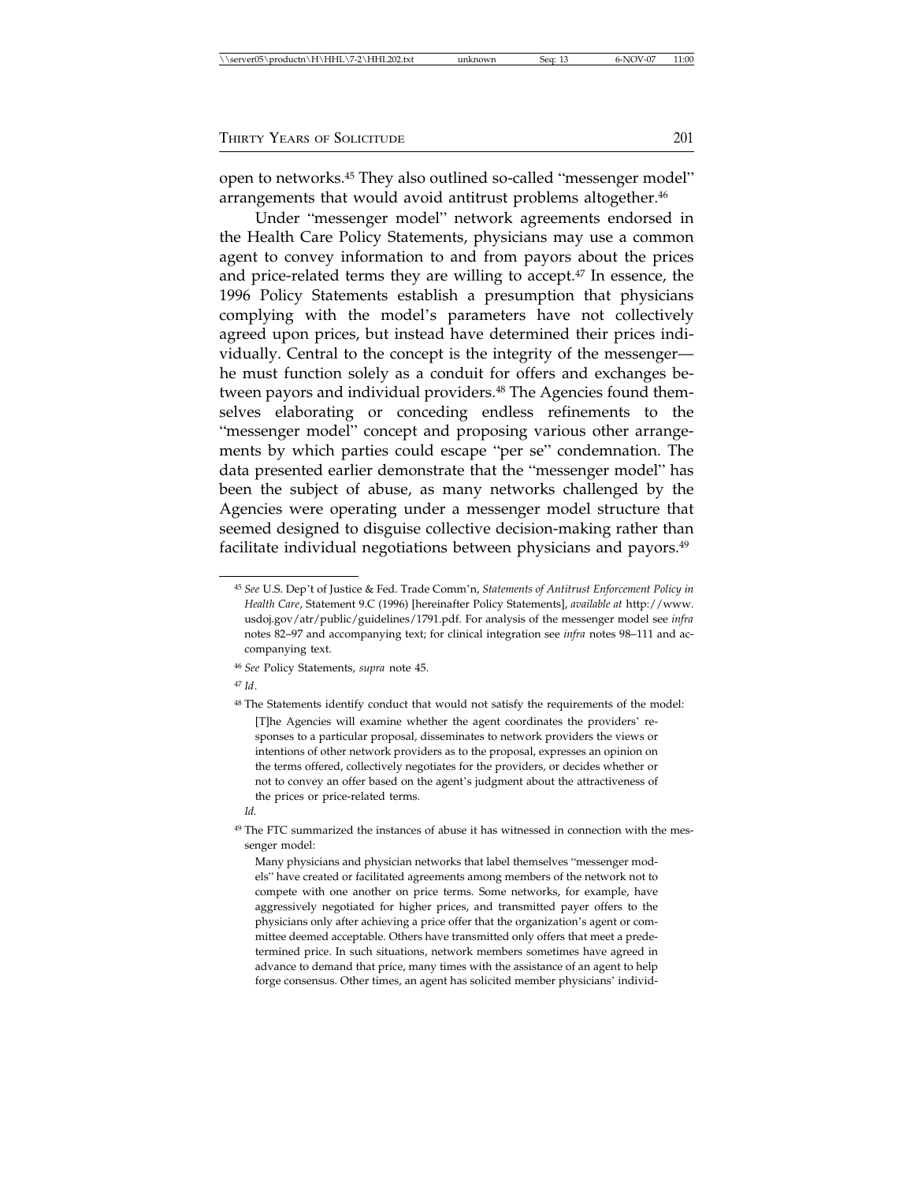open to networks.[45] They also outlined so-called "messenger model" arrangements that would avoid antitrust problems altogether.[46]

Under "messenger model" network agreements endorsed in the Health Care Policy Statements, physicians may use a common agent to convey information to and from payors about the prices and price-related terms they are willing to accept.[47] In essence, the 1996 Policy Statements establish a presumption that physicians complying with the model's parameters have not collectively agreed upon prices, but instead have determined their prices individually. Central to the concept is the integrity of the messenger—he must function solely as a conduit for offers and exchanges between payors and individual providers.[48] The Agencies found themselves elaborating or conceding endless refinements to the "messenger model" concept and proposing various other arrangements by which parties could escape "per se" condemnation. The data presented earlier demonstrate that the "messenger model" has been the subject of abuse, as many networks challenged by the Agencies were operating under a messenger model structure that seemed designed to disguise collective decision-making rather than facilitate individual negotiations between physicians and payors.[49]

---

[45] *See* U.S. Dep't of Justice & Fed. Trade Comm'n, *Statements of Antitrust Enforcement Policy in Health Care*, Statement 9.C (1996) [hereinafter Policy Statements], *available at* http://www.usdoj.gov/atr/public/guidelines/1791.pdf. For analysis of the messenger model see *infra* notes 82–97 and accompanying text; for clinical integration see *infra* notes 98–111 and accompanying text.

[46] *See* Policy Statements, *supra* note 45.

[47] *Id*.

[48] The Statements identify conduct that would not satisfy the requirements of the model:

> [T]he Agencies will examine whether the agent coordinates the providers' responses to a particular proposal, disseminates to network providers the views or intentions of other network providers as to the proposal, expresses an opinion on the terms offered, collectively negotiates for the providers, or decides whether or not to convey an offer based on the agent's judgment about the attractiveness of the prices or price-related terms.

*Id.*

[49] The FTC summarized the instances of abuse it has witnessed in connection with the messenger model:

> Many physicians and physician networks that label themselves "messenger models" have created or facilitated agreements among members of the network not to compete with one another on price terms. Some networks, for example, have aggressively negotiated for higher prices, and transmitted payer offers to the physicians only after achieving a price offer that the organization's agent or committee deemed acceptable. Others have transmitted only offers that meet a predetermined price. In such situations, network members sometimes have agreed in advance to demand that price, many times with the assistance of an agent to help forge consensus. Other times, an agent has solicited member physicians' individ-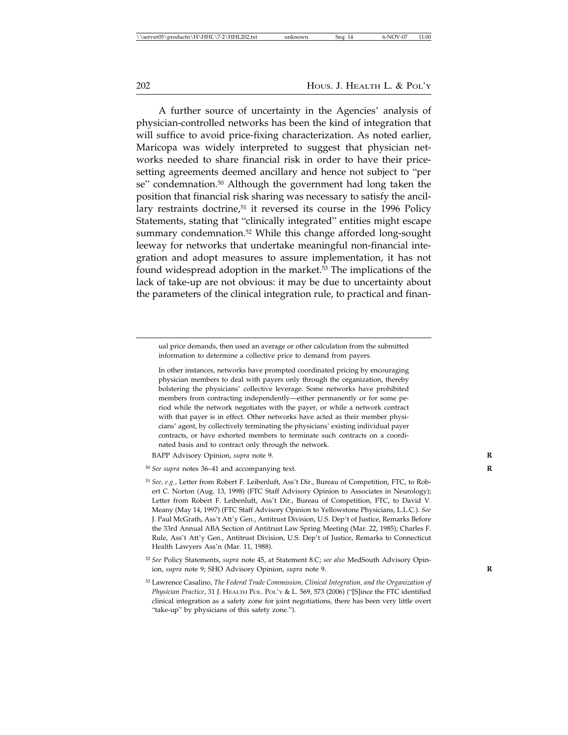A further source of uncertainty in the Agencies' analysis of physician-controlled networks has been the kind of integration that will suffice to avoid price-fixing characterization. As noted earlier, Maricopa was widely interpreted to suggest that physician networks needed to share financial risk in order to have their price-setting agreements deemed ancillary and hence not subject to "per se" condemnation.[50] Although the government had long taken the position that financial risk sharing was necessary to satisfy the ancillary restraints doctrine,[51] it reversed its course in the 1996 Policy Statements, stating that "clinically integrated" entities might escape summary condemnation.[52] While this change afforded long-sought leeway for networks that undertake meaningful non-financial integration and adopt measures to assure implementation, it has not found widespread adoption in the market.[53] The implications of the lack of take-up are not obvious: it may be due to uncertainty about the parameters of the clinical integration rule, to practical and finan-

---

ual price demands, then used an average or other calculation from the submitted information to determine a collective price to demand from payers.

In other instances, networks have prompted coordinated pricing by encouraging physician members to deal with payers only through the organization, thereby bolstering the physicians' collective leverage. Some networks have prohibited members from contracting independently—either permanently or for some period while the network negotiates with the payer, or while a network contract with that payer is in effect. Other networks have acted as their member physicians' agent, by collectively terminating the physicians' existing individual payer contracts, or have exhorted members to terminate such contracts on a coordinated basis and to contract only through the network.

BAPP Advisory Opinion, *supra* note 9.

[50] *See supra* notes 36–41 and accompanying text.

[51] *See, e.g.*, Letter from Robert F. Leibenluft, Ass't Dir., Bureau of Competition, FTC, to Robert C. Norton (Aug. 13, 1998) (FTC Staff Advisory Opinion to Associates in Neurology); Letter from Robert F. Leibenluft, Ass't Dir., Bureau of Competition, FTC, to David V. Meany (May 14, 1997) (FTC Staff Advisory Opinion to Yellowstone Physicians, L.L.C.). *See* J. Paul McGrath, Ass't Att'y Gen., Antitrust Division, U.S. Dep't of Justice, Remarks Before the 33rd Annual ABA Section of Antitrust Law Spring Meeting (Mar. 22, 1985); Charles F. Rule, Ass't Att'y Gen., Antitrust Division, U.S. Dep't of Justice, Remarks to Connecticut Health Lawyers Ass'n (Mar. 11, 1988).

[52] *See* Policy Statements, *supra* note 45, at Statement 8.C; *see also* MedSouth Advisory Opinion, *supra* note 9; SHO Advisory Opinion, *supra* note 9.

[53] Lawrence Casalino, *The Federal Trade Commission, Clinical Integration, and the Organization of Physician Practice*, 31 J. HEALTH POL. POL'Y & L. 569, 573 (2006) ("[S]ince the FTC identified clinical integration as a safety zone for joint negotiations, there has been very little overt "take-up" by physicians of this safety zone.").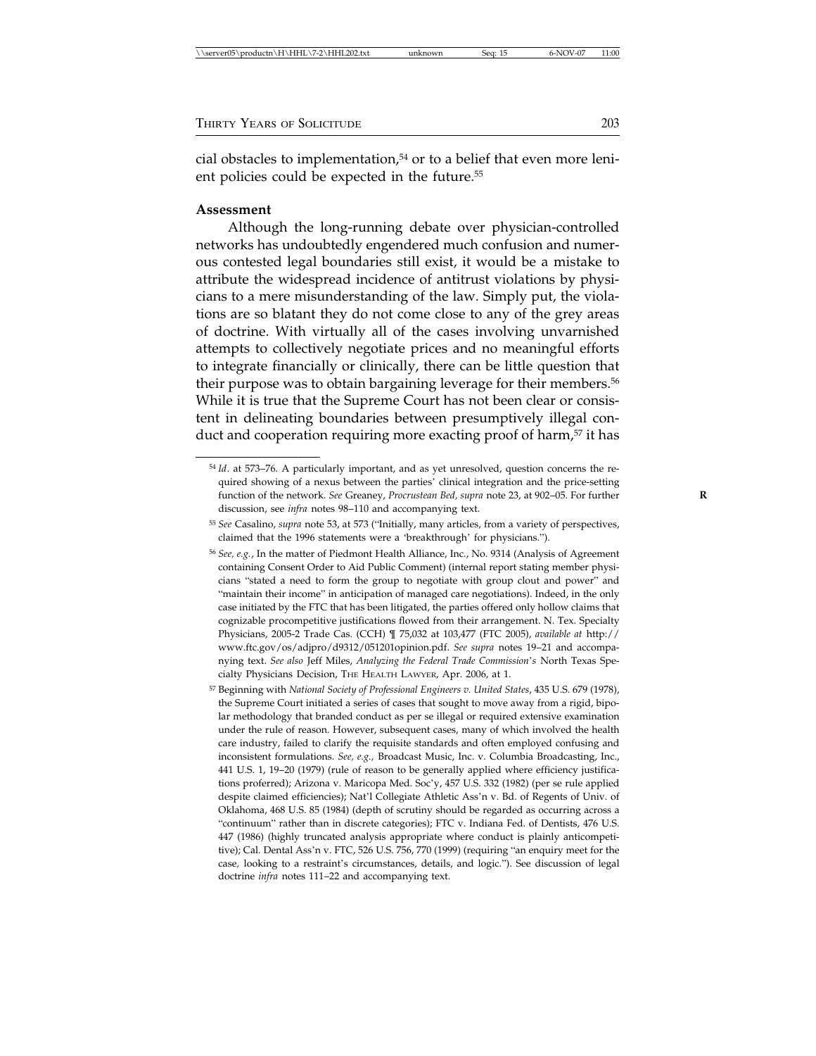cial obstacles to implementation,[54] or to a belief that even more lenient policies could be expected in the future.[55]

**Assessment**

Although the long-running debate over physician-controlled networks has undoubtedly engendered much confusion and numerous contested legal boundaries still exist, it would be a mistake to attribute the widespread incidence of antitrust violations by physicians to a mere misunderstanding of the law. Simply put, the violations are so blatant they do not come close to any of the grey areas of doctrine. With virtually all of the cases involving unvarnished attempts to collectively negotiate prices and no meaningful efforts to integrate financially or clinically, there can be little question that their purpose was to obtain bargaining leverage for their members.[56] While it is true that the Supreme Court has not been clear or consistent in delineating boundaries between presumptively illegal conduct and cooperation requiring more exacting proof of harm,[57] it has

---

[54] *Id.* at 573–76. A particularly important, and as yet unresolved, question concerns the required showing of a nexus between the parties' clinical integration and the price-setting function of the network. *See* Greaney, *Procrustean Bed, supra* note 23, at 902–05. For further discussion, see *infra* notes 98–110 and accompanying text.

[55] *See* Casalino, *supra* note 53, at 573 ("Initially, many articles, from a variety of perspectives, claimed that the 1996 statements were a 'breakthrough' for physicians.").

[56] *See, e.g.*, In the matter of Piedmont Health Alliance, Inc., No. 9314 (Analysis of Agreement containing Consent Order to Aid Public Comment) (internal report stating member physicians "stated a need to form the group to negotiate with group clout and power" and "maintain their income" in anticipation of managed care negotiations). Indeed, in the only case initiated by the FTC that has been litigated, the parties offered only hollow claims that cognizable procompetitive justifications flowed from their arrangement. N. Tex. Specialty Physicians, 2005-2 Trade Cas. (CCH) ¶ 75,032 at 103,477 (FTC 2005), *available at* http://www.ftc.gov/os/adjpro/d9312/051201opinion.pdf. *See supra* notes 19–21 and accompanying text. *See also* Jeff Miles, *Analyzing the Federal Trade Commission's* North Texas Specialty Physicians Decision, The Health Lawyer, Apr. 2006, at 1.

[57] Beginning with *National Society of Professional Engineers v. United States*, 435 U.S. 679 (1978), the Supreme Court initiated a series of cases that sought to move away from a rigid, bipolar methodology that branded conduct as per se illegal or required extensive examination under the rule of reason. However, subsequent cases, many of which involved the health care industry, failed to clarify the requisite standards and often employed confusing and inconsistent formulations. *See, e.g.,* Broadcast Music, Inc. v. Columbia Broadcasting, Inc., 441 U.S. 1, 19–20 (1979) (rule of reason to be generally applied where efficiency justifications proferred); Arizona v. Maricopa Med. Soc'y, 457 U.S. 332 (1982) (per se rule applied despite claimed efficiencies); Nat'l Collegiate Athletic Ass'n v. Bd. of Regents of Univ. of Oklahoma, 468 U.S. 85 (1984) (depth of scrutiny should be regarded as occurring across a "continuum" rather than in discrete categories); FTC v. Indiana Fed. of Dentists, 476 U.S. 447 (1986) (highly truncated analysis appropriate where conduct is plainly anticompetitive); Cal. Dental Ass'n v. FTC, 526 U.S. 756, 770 (1999) (requiring "an enquiry meet for the case, looking to a restraint's circumstances, details, and logic."). See discussion of legal doctrine *infra* notes 111–22 and accompanying text.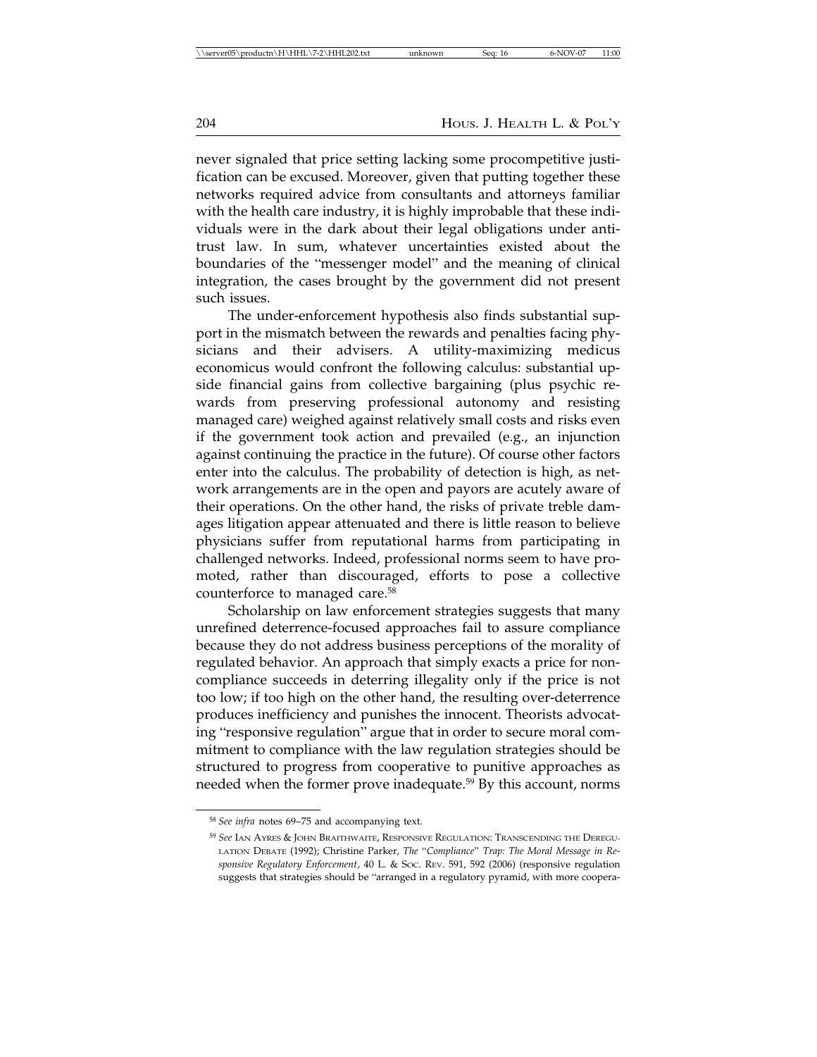never signaled that price setting lacking some procompetitive justification can be excused. Moreover, given that putting together these networks required advice from consultants and attorneys familiar with the health care industry, it is highly improbable that these individuals were in the dark about their legal obligations under antitrust law. In sum, whatever uncertainties existed about the boundaries of the "messenger model" and the meaning of clinical integration, the cases brought by the government did not present such issues.

The under-enforcement hypothesis also finds substantial support in the mismatch between the rewards and penalties facing physicians and their advisers. A utility-maximizing medicus economicus would confront the following calculus: substantial upside financial gains from collective bargaining (plus psychic rewards from preserving professional autonomy and resisting managed care) weighed against relatively small costs and risks even if the government took action and prevailed (e.g., an injunction against continuing the practice in the future). Of course other factors enter into the calculus. The probability of detection is high, as network arrangements are in the open and payors are acutely aware of their operations. On the other hand, the risks of private treble damages litigation appear attenuated and there is little reason to believe physicians suffer from reputational harms from participating in challenged networks. Indeed, professional norms seem to have promoted, rather than discouraged, efforts to pose a collective counterforce to managed care.[58]

Scholarship on law enforcement strategies suggests that many unrefined deterrence-focused approaches fail to assure compliance because they do not address business perceptions of the morality of regulated behavior. An approach that simply exacts a price for noncompliance succeeds in deterring illegality only if the price is not too low; if too high on the other hand, the resulting over-deterrence produces inefficiency and punishes the innocent. Theorists advocating "responsive regulation" argue that in order to secure moral commitment to compliance with the law regulation strategies should be structured to progress from cooperative to punitive approaches as needed when the former prove inadequate.[59] By this account, norms

---

[58] *See infra* notes 69–75 and accompanying text.

[59] *See* Ian Ayres & John Braithwaite, Responsive Regulation: Transcending the Deregulation Debate (1992); Christine Parker, *The "Compliance" Trap: The Moral Message in Responsive Regulatory Enforcement*, 40 L. & Soc. Rev. 591, 592 (2006) (responsive regulation suggests that strategies should be "arranged in a regulatory pyramid, with more coopera-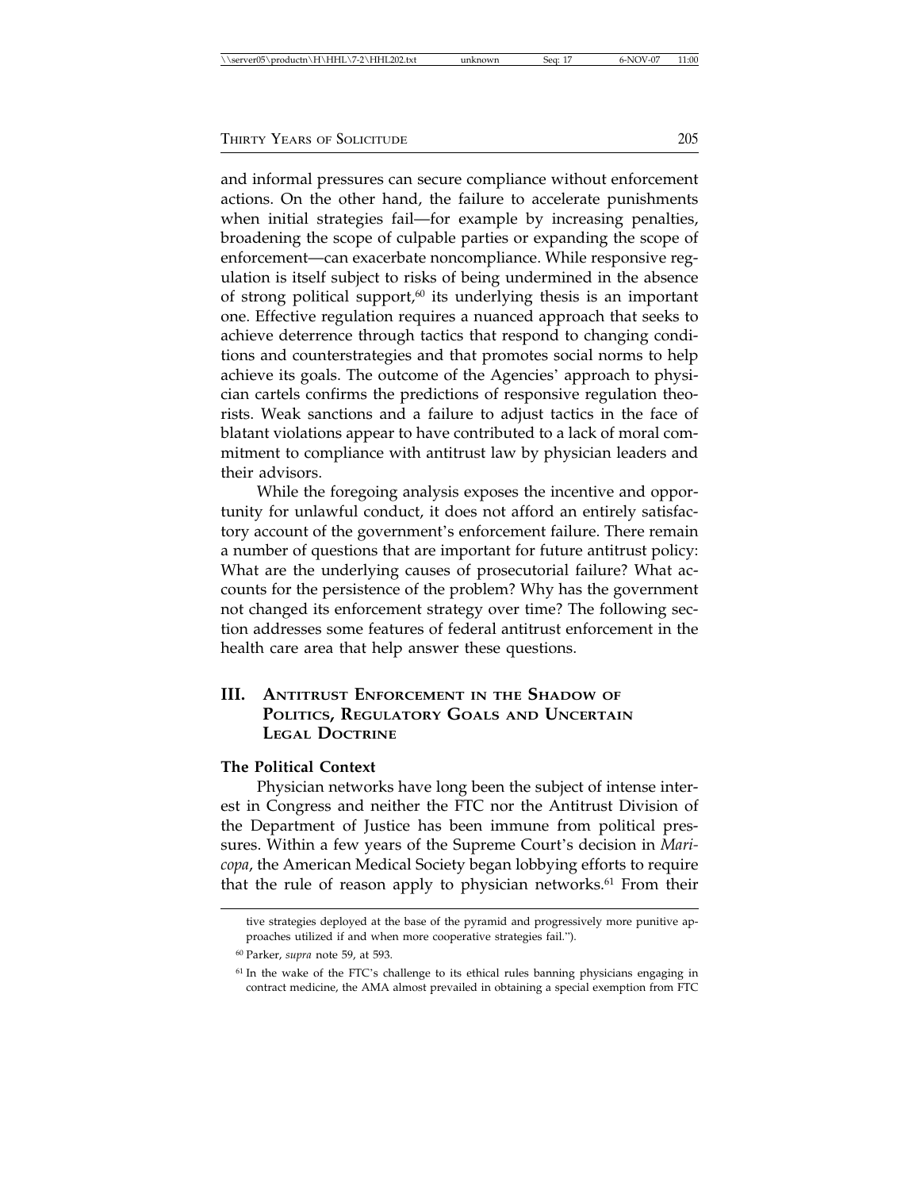and informal pressures can secure compliance without enforcement actions. On the other hand, the failure to accelerate punishments when initial strategies fail—for example by increasing penalties, broadening the scope of culpable parties or expanding the scope of enforcement—can exacerbate noncompliance. While responsive regulation is itself subject to risks of being undermined in the absence of strong political support,[60] its underlying thesis is an important one. Effective regulation requires a nuanced approach that seeks to achieve deterrence through tactics that respond to changing conditions and counterstrategies and that promotes social norms to help achieve its goals. The outcome of the Agencies' approach to physician cartels confirms the predictions of responsive regulation theorists. Weak sanctions and a failure to adjust tactics in the face of blatant violations appear to have contributed to a lack of moral commitment to compliance with antitrust law by physician leaders and their advisors.

While the foregoing analysis exposes the incentive and opportunity for unlawful conduct, it does not afford an entirely satisfactory account of the government's enforcement failure. There remain a number of questions that are important for future antitrust policy: What are the underlying causes of prosecutorial failure? What accounts for the persistence of the problem? Why has the government not changed its enforcement strategy over time? The following section addresses some features of federal antitrust enforcement in the health care area that help answer these questions.

## III. Antitrust Enforcement in the Shadow of Politics, Regulatory Goals and Uncertain Legal Doctrine

### The Political Context

Physician networks have long been the subject of intense interest in Congress and neither the FTC nor the Antitrust Division of the Department of Justice has been immune from political pressures. Within a few years of the Supreme Court's decision in *Maricopa*, the American Medical Society began lobbying efforts to require that the rule of reason apply to physician networks.[61] From their

---

tive strategies deployed at the base of the pyramid and progressively more punitive approaches utilized if and when more cooperative strategies fail.").

[60] Parker, *supra* note 59, at 593.

[61] In the wake of the FTC's challenge to its ethical rules banning physicians engaging in contract medicine, the AMA almost prevailed in obtaining a special exemption from FTC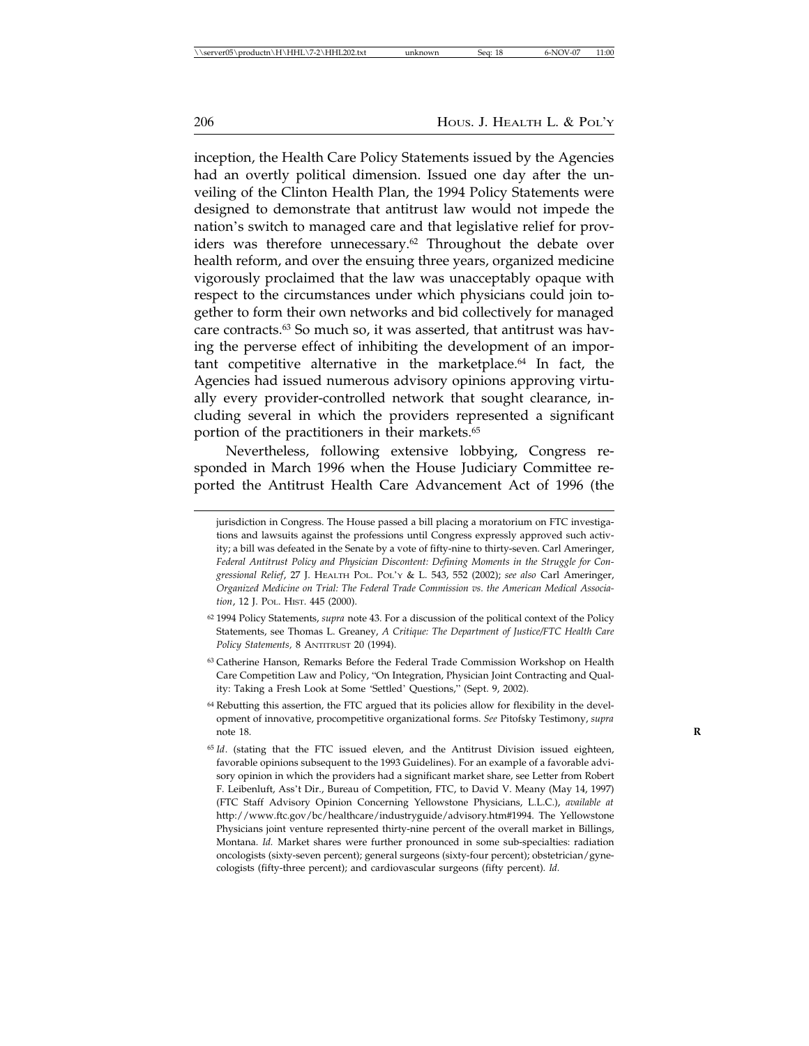inception, the Health Care Policy Statements issued by the Agencies had an overtly political dimension. Issued one day after the unveiling of the Clinton Health Plan, the 1994 Policy Statements were designed to demonstrate that antitrust law would not impede the nation's switch to managed care and that legislative relief for providers was therefore unnecessary.[62] Throughout the debate over health reform, and over the ensuing three years, organized medicine vigorously proclaimed that the law was unacceptably opaque with respect to the circumstances under which physicians could join together to form their own networks and bid collectively for managed care contracts.[63] So much so, it was asserted, that antitrust was having the perverse effect of inhibiting the development of an important competitive alternative in the marketplace.[64] In fact, the Agencies had issued numerous advisory opinions approving virtually every provider-controlled network that sought clearance, including several in which the providers represented a significant portion of the practitioners in their markets.[65]

Nevertheless, following extensive lobbying, Congress responded in March 1996 when the House Judiciary Committee reported the Antitrust Health Care Advancement Act of 1996 (the

---

jurisdiction in Congress. The House passed a bill placing a moratorium on FTC investigations and lawsuits against the professions until Congress expressly approved such activity; a bill was defeated in the Senate by a vote of fifty-nine to thirty-seven. Carl Ameringer, *Federal Antitrust Policy and Physician Discontent: Defining Moments in the Struggle for Congressional Relief*, 27 J. HEALTH POL. POL'Y & L. 543, 552 (2002); *see also* Carl Ameringer, *Organized Medicine on Trial: The Federal Trade Commission vs. the American Medical Association*, 12 J. POL. HIST. 445 (2000).

[62] 1994 Policy Statements, *supra* note 43. For a discussion of the political context of the Policy Statements, see Thomas L. Greaney, *A Critique: The Department of Justice/FTC Health Care Policy Statements,* 8 ANTITRUST 20 (1994).

[63] Catherine Hanson, Remarks Before the Federal Trade Commission Workshop on Health Care Competition Law and Policy, "On Integration, Physician Joint Contracting and Quality: Taking a Fresh Look at Some 'Settled' Questions," (Sept. 9, 2002).

[64] Rebutting this assertion, the FTC argued that its policies allow for flexibility in the development of innovative, procompetitive organizational forms. *See* Pitofsky Testimony, *supra* note 18.

[65] *Id*. (stating that the FTC issued eleven, and the Antitrust Division issued eighteen, favorable opinions subsequent to the 1993 Guidelines). For an example of a favorable advisory opinion in which the providers had a significant market share, see Letter from Robert F. Leibenluft, Ass't Dir., Bureau of Competition, FTC, to David V. Meany (May 14, 1997) (FTC Staff Advisory Opinion Concerning Yellowstone Physicians, L.L.C.), *available at* http://www.ftc.gov/bc/healthcare/industryguide/advisory.htm#1994. The Yellowstone Physicians joint venture represented thirty-nine percent of the overall market in Billings, Montana. *Id.* Market shares were further pronounced in some sub-specialties: radiation oncologists (sixty-seven percent); general surgeons (sixty-four percent); obstetrician/gynecologists (fifty-three percent); and cardiovascular surgeons (fifty percent). *Id.*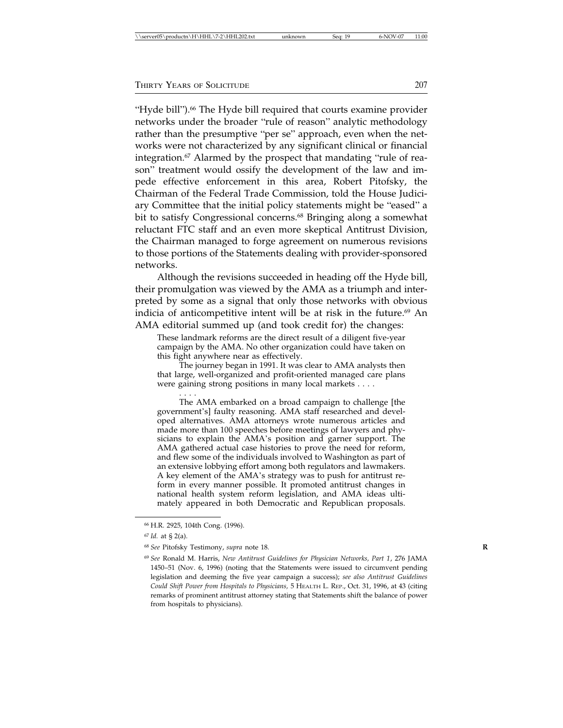"Hyde bill").[66] The Hyde bill required that courts examine provider networks under the broader "rule of reason" analytic methodology rather than the presumptive "per se" approach, even when the networks were not characterized by any significant clinical or financial integration.[67] Alarmed by the prospect that mandating "rule of reason" treatment would ossify the development of the law and impede effective enforcement in this area, Robert Pitofsky, the Chairman of the Federal Trade Commission, told the House Judiciary Committee that the initial policy statements might be "eased" a bit to satisfy Congressional concerns.[68] Bringing along a somewhat reluctant FTC staff and an even more skeptical Antitrust Division, the Chairman managed to forge agreement on numerous revisions to those portions of the Statements dealing with provider-sponsored networks.

Although the revisions succeeded in heading off the Hyde bill, their promulgation was viewed by the AMA as a triumph and interpreted by some as a signal that only those networks with obvious indicia of anticompetitive intent will be at risk in the future.[69] An AMA editorial summed up (and took credit for) the changes:

> These landmark reforms are the direct result of a diligent five-year campaign by the AMA. No other organization could have taken on this fight anywhere near as effectively.
>
> The journey began in 1991. It was clear to AMA analysts then that large, well-organized and profit-oriented managed care plans were gaining strong positions in many local markets . . . .
>
> . . . .
>
> The AMA embarked on a broad campaign to challenge [the government's] faulty reasoning. AMA staff researched and developed alternatives. AMA attorneys wrote numerous articles and made more than 100 speeches before meetings of lawyers and physicians to explain the AMA's position and garner support. The AMA gathered actual case histories to prove the need for reform, and flew some of the individuals involved to Washington as part of an extensive lobbying effort among both regulators and lawmakers. A key element of the AMA's strategy was to push for antitrust reform in every manner possible. It promoted antitrust changes in national health system reform legislation, and AMA ideas ultimately appeared in both Democratic and Republican proposals.

---

[66] H.R. 2925, 104th Cong. (1996).

[67] *Id.* at § 2(a).

[68] *See* Pitofsky Testimony, *supra* note 18.

[69] *See* Ronald M. Harris, *New Antitrust Guidelines for Physician Networks, Part 1*, 276 JAMA 1450–51 (Nov. 6, 1996) (noting that the Statements were issued to circumvent pending legislation and deeming the five year campaign a success); *see also Antitrust Guidelines Could Shift Power from Hospitals to Physicians,* 5 HEALTH L. REP., Oct. 31, 1996, at 43 (citing remarks of prominent antitrust attorney stating that Statements shift the balance of power from hospitals to physicians).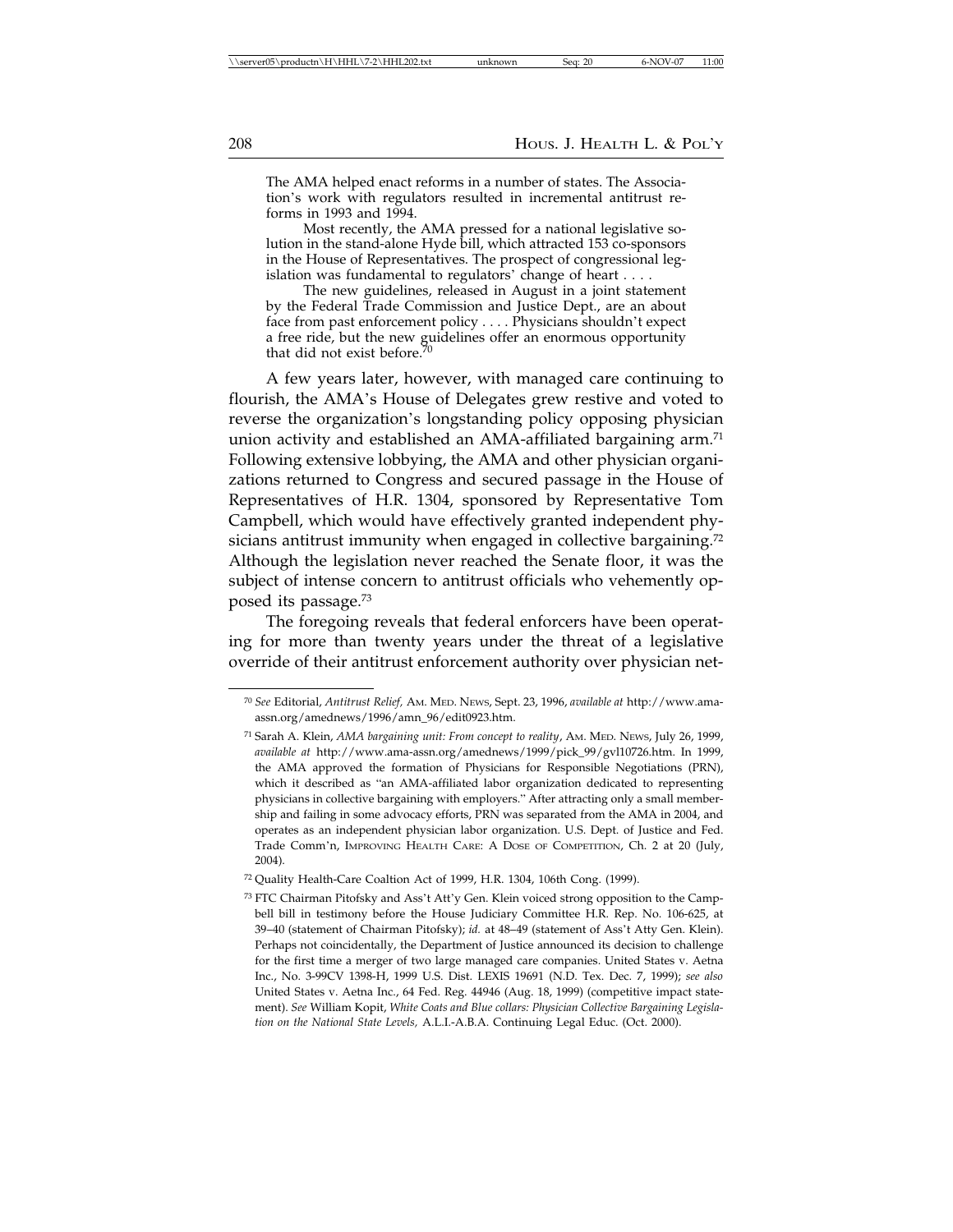> The AMA helped enact reforms in a number of states. The Association's work with regulators resulted in incremental antitrust reforms in 1993 and 1994.
>
> Most recently, the AMA pressed for a national legislative solution in the stand-alone Hyde bill, which attracted 153 co-sponsors in the House of Representatives. The prospect of congressional legislation was fundamental to regulators' change of heart . . . .
>
> The new guidelines, released in August in a joint statement by the Federal Trade Commission and Justice Dept., are an about face from past enforcement policy . . . . Physicians shouldn't expect a free ride, but the new guidelines offer an enormous opportunity that did not exist before.[70]

A few years later, however, with managed care continuing to flourish, the AMA's House of Delegates grew restive and voted to reverse the organization's longstanding policy opposing physician union activity and established an AMA-affiliated bargaining arm.[71] Following extensive lobbying, the AMA and other physician organizations returned to Congress and secured passage in the House of Representatives of H.R. 1304, sponsored by Representative Tom Campbell, which would have effectively granted independent physicians antitrust immunity when engaged in collective bargaining.[72] Although the legislation never reached the Senate floor, it was the subject of intense concern to antitrust officials who vehemently opposed its passage.[73]

The foregoing reveals that federal enforcers have been operating for more than twenty years under the threat of a legislative override of their antitrust enforcement authority over physician net-

---

[70] *See* Editorial, *Antitrust Relief,* AM. MED. NEWS, Sept. 23, 1996, *available at* http://www.ama-assn.org/amednews/1996/amn_96/edit0923.htm.

[71] Sarah A. Klein, *AMA bargaining unit: From concept to reality*, AM. MED. NEWS, July 26, 1999, *available at* http://www.ama-assn.org/amednews/1999/pick_99/gvl10726.htm. In 1999, the AMA approved the formation of Physicians for Responsible Negotiations (PRN), which it described as "an AMA-affiliated labor organization dedicated to representing physicians in collective bargaining with employers." After attracting only a small membership and failing in some advocacy efforts, PRN was separated from the AMA in 2004, and operates as an independent physician labor organization. U.S. Dept. of Justice and Fed. Trade Comm'n, IMPROVING HEALTH CARE: A DOSE OF COMPETITION, Ch. 2 at 20 (July, 2004).

[72] Quality Health-Care Coaltion Act of 1999, H.R. 1304, 106th Cong. (1999).

[73] FTC Chairman Pitofsky and Ass't Att'y Gen. Klein voiced strong opposition to the Campbell bill in testimony before the House Judiciary Committee H.R. Rep. No. 106-625, at 39–40 (statement of Chairman Pitofsky); *id.* at 48–49 (statement of Ass't Atty Gen. Klein). Perhaps not coincidentally, the Department of Justice announced its decision to challenge for the first time a merger of two large managed care companies. United States v. Aetna Inc., No. 3-99CV 1398-H, 1999 U.S. Dist. LEXIS 19691 (N.D. Tex. Dec. 7, 1999); *see also* United States v. Aetna Inc., 64 Fed. Reg. 44946 (Aug. 18, 1999) (competitive impact statement). *See* William Kopit, *White Coats and Blue collars: Physician Collective Bargaining Legislation on the National State Levels,* A.L.I.-A.B.A. Continuing Legal Educ. (Oct. 2000).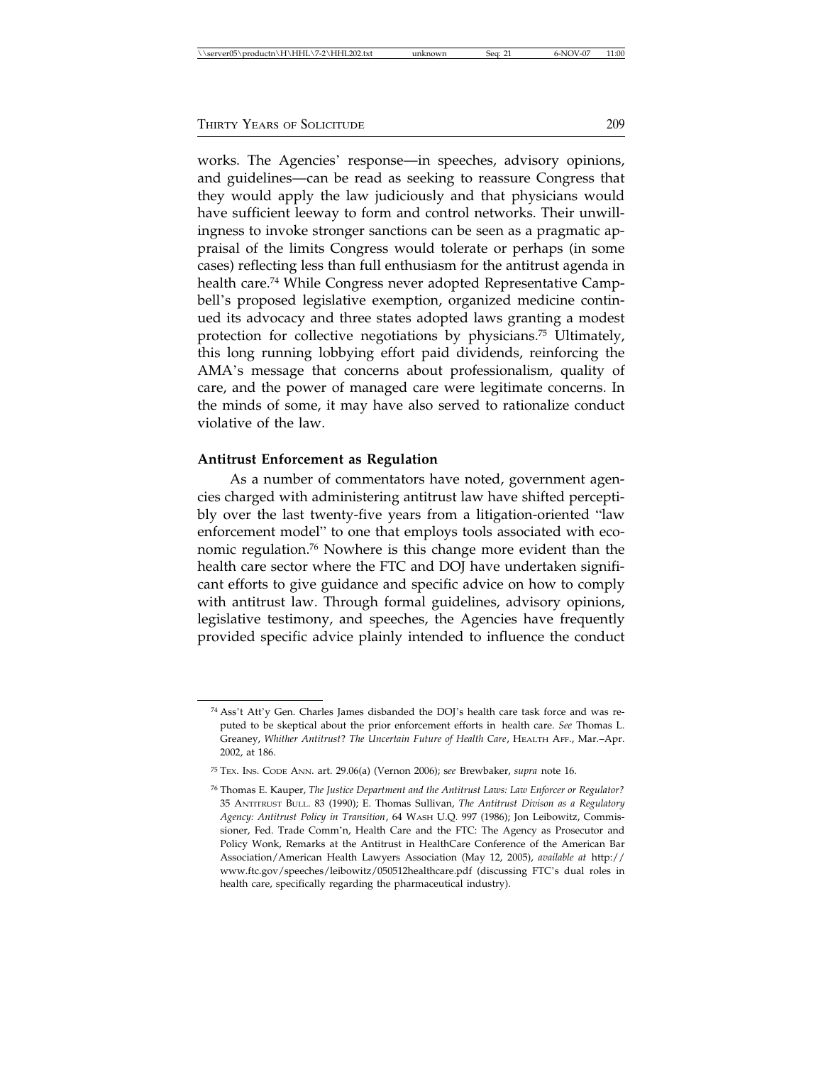works. The Agencies' response—in speeches, advisory opinions, and guidelines—can be read as seeking to reassure Congress that they would apply the law judiciously and that physicians would have sufficient leeway to form and control networks. Their unwillingness to invoke stronger sanctions can be seen as a pragmatic appraisal of the limits Congress would tolerate or perhaps (in some cases) reflecting less than full enthusiasm for the antitrust agenda in health care.[74] While Congress never adopted Representative Campbell's proposed legislative exemption, organized medicine continued its advocacy and three states adopted laws granting a modest protection for collective negotiations by physicians.[75] Ultimately, this long running lobbying effort paid dividends, reinforcing the AMA's message that concerns about professionalism, quality of care, and the power of managed care were legitimate concerns. In the minds of some, it may have also served to rationalize conduct violative of the law.

**Antitrust Enforcement as Regulation**

As a number of commentators have noted, government agencies charged with administering antitrust law have shifted perceptibly over the last twenty-five years from a litigation-oriented "law enforcement model" to one that employs tools associated with economic regulation.[76] Nowhere is this change more evident than the health care sector where the FTC and DOJ have undertaken significant efforts to give guidance and specific advice on how to comply with antitrust law. Through formal guidelines, advisory opinions, legislative testimony, and speeches, the Agencies have frequently provided specific advice plainly intended to influence the conduct

---

[74] Ass't Att'y Gen. Charles James disbanded the DOJ's health care task force and was reputed to be skeptical about the prior enforcement efforts in health care. *See* Thomas L. Greaney, *Whither Antitrust? The Uncertain Future of Health Care*, HEALTH AFF., Mar.–Apr. 2002, at 186.

[75] TEX. INS. CODE ANN. art. 29.06(a) (Vernon 2006); s*ee* Brewbaker, *supra* note 16.

[76] Thomas E. Kauper, *The Justice Department and the Antitrust Laws: Law Enforcer or Regulator?* 35 ANTITRUST BULL. 83 (1990); E. Thomas Sullivan, *The Antitrust Divison as a Regulatory Agency: Antitrust Policy in Transition*, 64 WASH U.Q. 997 (1986); Jon Leibowitz, Commissioner, Fed. Trade Comm'n, Health Care and the FTC: The Agency as Prosecutor and Policy Wonk, Remarks at the Antitrust in HealthCare Conference of the American Bar Association/American Health Lawyers Association (May 12, 2005), *available at* http://www.ftc.gov/speeches/leibowitz/050512healthcare.pdf (discussing FTC's dual roles in health care, specifically regarding the pharmaceutical industry).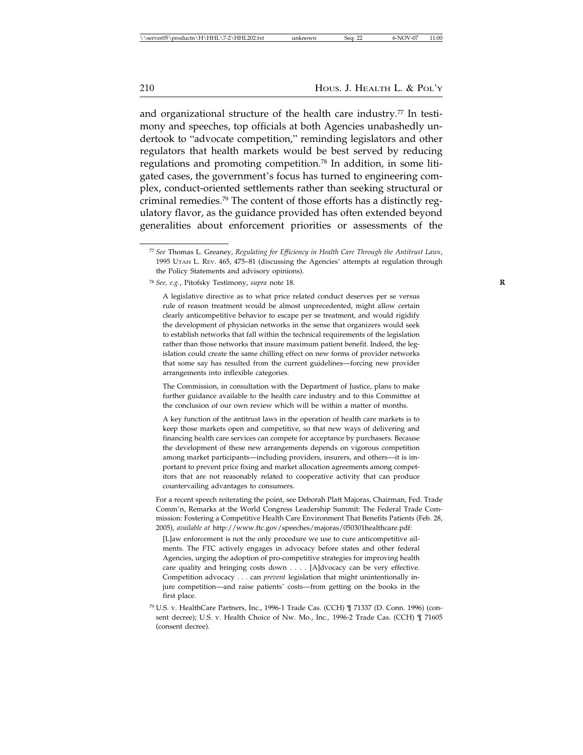and organizational structure of the health care industry.[77] In testimony and speeches, top officials at both Agencies unabashedly undertook to "advocate competition," reminding legislators and other regulators that health markets would be best served by reducing regulations and promoting competition.[78] In addition, in some litigated cases, the government's focus has turned to engineering complex, conduct-oriented settlements rather than seeking structural or criminal remedies.[79] The content of those efforts has a distinctly regulatory flavor, as the guidance provided has often extended beyond generalities about enforcement priorities or assessments of the

---

[77] *See* Thomas L. Greaney, *Regulating for Efficiency in Health Care Through the Antitrust Laws*, 1995 UTAH L. REV. 465, 475–81 (discussing the Agencies' attempts at regulation through the Policy Statements and advisory opinions).

[78] *See, e.g.*, Pitofsky Testimony, *supra* note 18.

> A legislative directive as to what price related conduct deserves per se versus rule of reason treatment would be almost unprecedented, might allow certain clearly anticompetitive behavior to escape per se treatment, and would rigidify the development of physician networks in the sense that organizers would seek to establish networks that fall within the technical requirements of the legislation rather than those networks that insure maximum patient benefit. Indeed, the legislation could create the same chilling effect on new forms of provider networks that some say has resulted from the current guidelines—forcing new provider arrangements into inflexible categories.
>
> The Commission, in consultation with the Department of Justice, plans to make further guidance available to the health care industry and to this Committee at the conclusion of our own review which will be within a matter of months.
>
> A key function of the antitrust laws in the operation of health care markets is to keep those markets open and competitive, so that new ways of delivering and financing health care services can compete for acceptance by purchasers. Because the development of these new arrangements depends on vigorous competition among market participants—including providers, insurers, and others—it is important to prevent price fixing and market allocation agreements among competitors that are not reasonably related to cooperative activity that can produce countervailing advantages to consumers.

For a recent speech reiterating the point, see Deborah Platt Majoras, Chairman, Fed. Trade Comm'n, Remarks at the World Congress Leadership Summit: The Federal Trade Commission: Fostering a Competitive Health Care Environment That Benefits Patients (Feb. 28, 2005), *available at* http://www.ftc.gov/speeches/majoras/050301healthcare.pdf:

> [L]aw enforcement is not the only procedure we use to cure anticompetitive ailments. The FTC actively engages in advocacy before states and other federal Agencies, urging the adoption of pro-competitive strategies for improving health care quality and bringing costs down . . . . [A]dvocacy can be very effective. Competition advocacy . . . can *prevent* legislation that might unintentionally injure competition—and raise patients' costs—from getting on the books in the first place.

[79] U.S. v. HealthCare Partners, Inc., 1996-1 Trade Cas. (CCH) ¶ 71337 (D. Conn. 1996) (consent decree); U.S. v. Health Choice of Nw. Mo., Inc., 1996-2 Trade Cas. (CCH) ¶ 71605 (consent decree).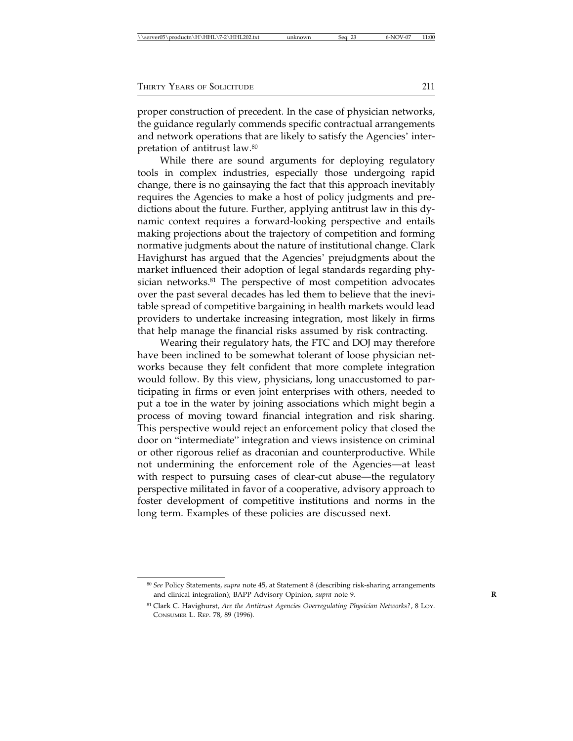proper construction of precedent. In the case of physician networks, the guidance regularly commends specific contractual arrangements and network operations that are likely to satisfy the Agencies' interpretation of antitrust law.[80]

While there are sound arguments for deploying regulatory tools in complex industries, especially those undergoing rapid change, there is no gainsaying the fact that this approach inevitably requires the Agencies to make a host of policy judgments and predictions about the future. Further, applying antitrust law in this dynamic context requires a forward-looking perspective and entails making projections about the trajectory of competition and forming normative judgments about the nature of institutional change. Clark Havighurst has argued that the Agencies' prejudgments about the market influenced their adoption of legal standards regarding physician networks.[81] The perspective of most competition advocates over the past several decades has led them to believe that the inevitable spread of competitive bargaining in health markets would lead providers to undertake increasing integration, most likely in firms that help manage the financial risks assumed by risk contracting.

Wearing their regulatory hats, the FTC and DOJ may therefore have been inclined to be somewhat tolerant of loose physician networks because they felt confident that more complete integration would follow. By this view, physicians, long unaccustomed to participating in firms or even joint enterprises with others, needed to put a toe in the water by joining associations which might begin a process of moving toward financial integration and risk sharing. This perspective would reject an enforcement policy that closed the door on "intermediate" integration and views insistence on criminal or other rigorous relief as draconian and counterproductive. While not undermining the enforcement role of the Agencies—at least with respect to pursuing cases of clear-cut abuse—the regulatory perspective militated in favor of a cooperative, advisory approach to foster development of competitive institutions and norms in the long term. Examples of these policies are discussed next.

---

[80] *See* Policy Statements, *supra* note 45, at Statement 8 (describing risk-sharing arrangements and clinical integration); BAPP Advisory Opinion, *supra* note 9.

[81] Clark C. Havighurst, *Are the Antitrust Agencies Overregulating Physician Networks?*, 8 LOY. CONSUMER L. REP. 78, 89 (1996).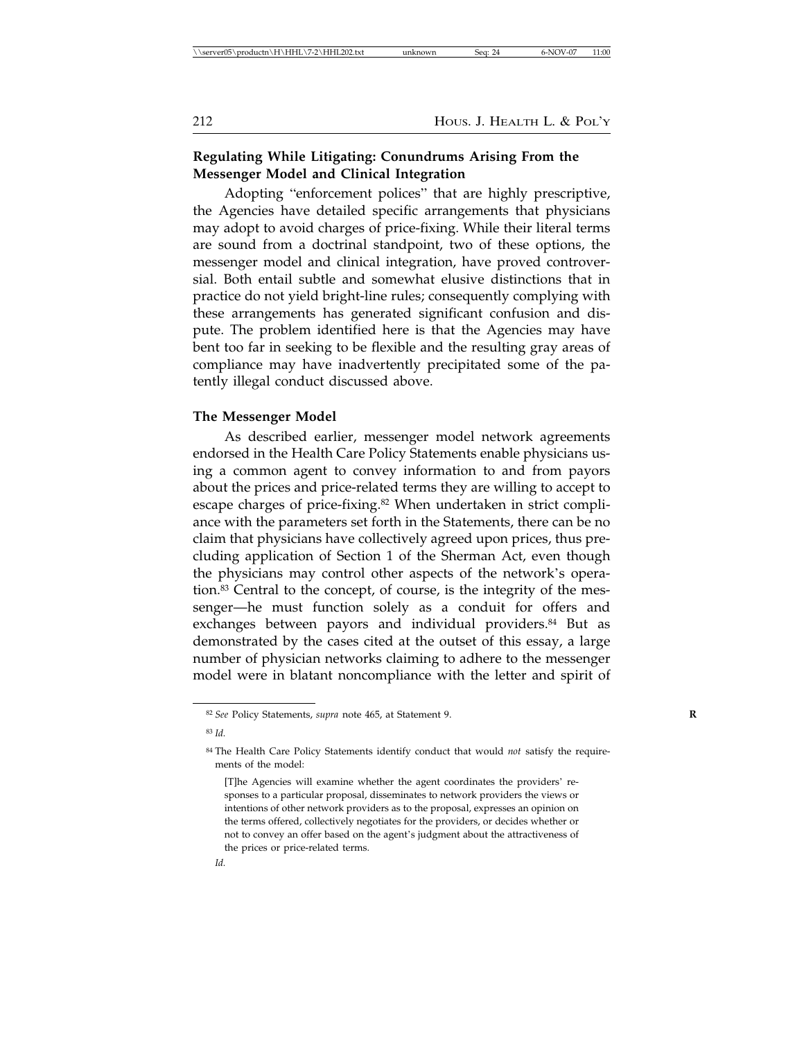**Regulating While Litigating: Conundrums Arising From the Messenger Model and Clinical Integration**

Adopting "enforcement polices" that are highly prescriptive, the Agencies have detailed specific arrangements that physicians may adopt to avoid charges of price-fixing. While their literal terms are sound from a doctrinal standpoint, two of these options, the messenger model and clinical integration, have proved controversial. Both entail subtle and somewhat elusive distinctions that in practice do not yield bright-line rules; consequently complying with these arrangements has generated significant confusion and dispute. The problem identified here is that the Agencies may have bent too far in seeking to be flexible and the resulting gray areas of compliance may have inadvertently precipitated some of the patently illegal conduct discussed above.

**The Messenger Model**

As described earlier, messenger model network agreements endorsed in the Health Care Policy Statements enable physicians using a common agent to convey information to and from payors about the prices and price-related terms they are willing to accept to escape charges of price-fixing.[82] When undertaken in strict compliance with the parameters set forth in the Statements, there can be no claim that physicians have collectively agreed upon prices, thus precluding application of Section 1 of the Sherman Act, even though the physicians may control other aspects of the network's operation.[83] Central to the concept, of course, is the integrity of the messenger—he must function solely as a conduit for offers and exchanges between payors and individual providers.[84] But as demonstrated by the cases cited at the outset of this essay, a large number of physician networks claiming to adhere to the messenger model were in blatant noncompliance with the letter and spirit of

---

[82] *See* Policy Statements, *supra* note 465, at Statement 9.

[83] *Id.*

[84] The Health Care Policy Statements identify conduct that would *not* satisfy the requirements of the model:

> [T]he Agencies will examine whether the agent coordinates the providers' responses to a particular proposal, disseminates to network providers the views or intentions of other network providers as to the proposal, expresses an opinion on the terms offered, collectively negotiates for the providers, or decides whether or not to convey an offer based on the agent's judgment about the attractiveness of the prices or price-related terms.

*Id.*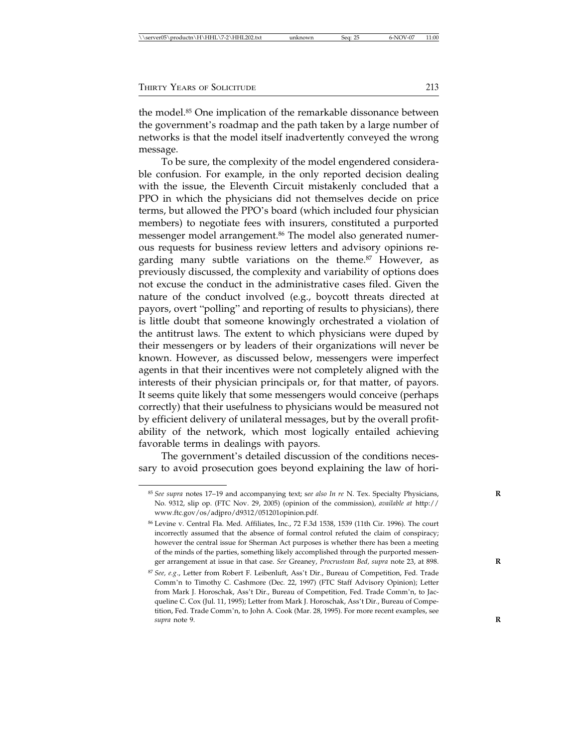the model.[85] One implication of the remarkable dissonance between the government's roadmap and the path taken by a large number of networks is that the model itself inadvertently conveyed the wrong message.

To be sure, the complexity of the model engendered considerable confusion. For example, in the only reported decision dealing with the issue, the Eleventh Circuit mistakenly concluded that a PPO in which the physicians did not themselves decide on price terms, but allowed the PPO's board (which included four physician members) to negotiate fees with insurers, constituted a purported messenger model arrangement.[86] The model also generated numerous requests for business review letters and advisory opinions regarding many subtle variations on the theme.[87] However, as previously discussed, the complexity and variability of options does not excuse the conduct in the administrative cases filed. Given the nature of the conduct involved (e.g., boycott threats directed at payors, overt "polling" and reporting of results to physicians), there is little doubt that someone knowingly orchestrated a violation of the antitrust laws. The extent to which physicians were duped by their messengers or by leaders of their organizations will never be known. However, as discussed below, messengers were imperfect agents in that their incentives were not completely aligned with the interests of their physician principals or, for that matter, of payors. It seems quite likely that some messengers would conceive (perhaps correctly) that their usefulness to physicians would be measured not by efficient delivery of unilateral messages, but by the overall profitability of the network, which most logically entailed achieving favorable terms in dealings with payors.

The government's detailed discussion of the conditions necessary to avoid prosecution goes beyond explaining the law of hori-

---

[85] *See supra* notes 17–19 and accompanying text; s*ee also In re* N. Tex. Specialty Physicians, No. 9312, slip op. (FTC Nov. 29, 2005) (opinion of the commission), *available at* http://www.ftc.gov/os/adjpro/d9312/051201opinion.pdf.

[86] Levine v. Central Fla. Med. Affiliates, Inc., 72 F.3d 1538, 1539 (11th Cir. 1996). The court incorrectly assumed that the absence of formal control refuted the claim of conspiracy; however the central issue for Sherman Act purposes is whether there has been a meeting of the minds of the parties, something likely accomplished through the purported messenger arrangement at issue in that case. *See* Greaney, *Procrustean Bed, supra* note 23, at 898.

[87] *See, e.g*., Letter from Robert F. Leibenluft, Ass't Dir., Bureau of Competition, Fed. Trade Comm'n to Timothy C. Cashmore (Dec. 22, 1997) (FTC Staff Advisory Opinion); Letter from Mark J. Horoschak, Ass't Dir., Bureau of Competition, Fed. Trade Comm'n, to Jacqueline C. Cox (Jul. 11, 1995); Letter from Mark J. Horoschak, Ass't Dir., Bureau of Competition, Fed. Trade Comm'n, to John A. Cook (Mar. 28, 1995). For more recent examples, see *supra* note 9.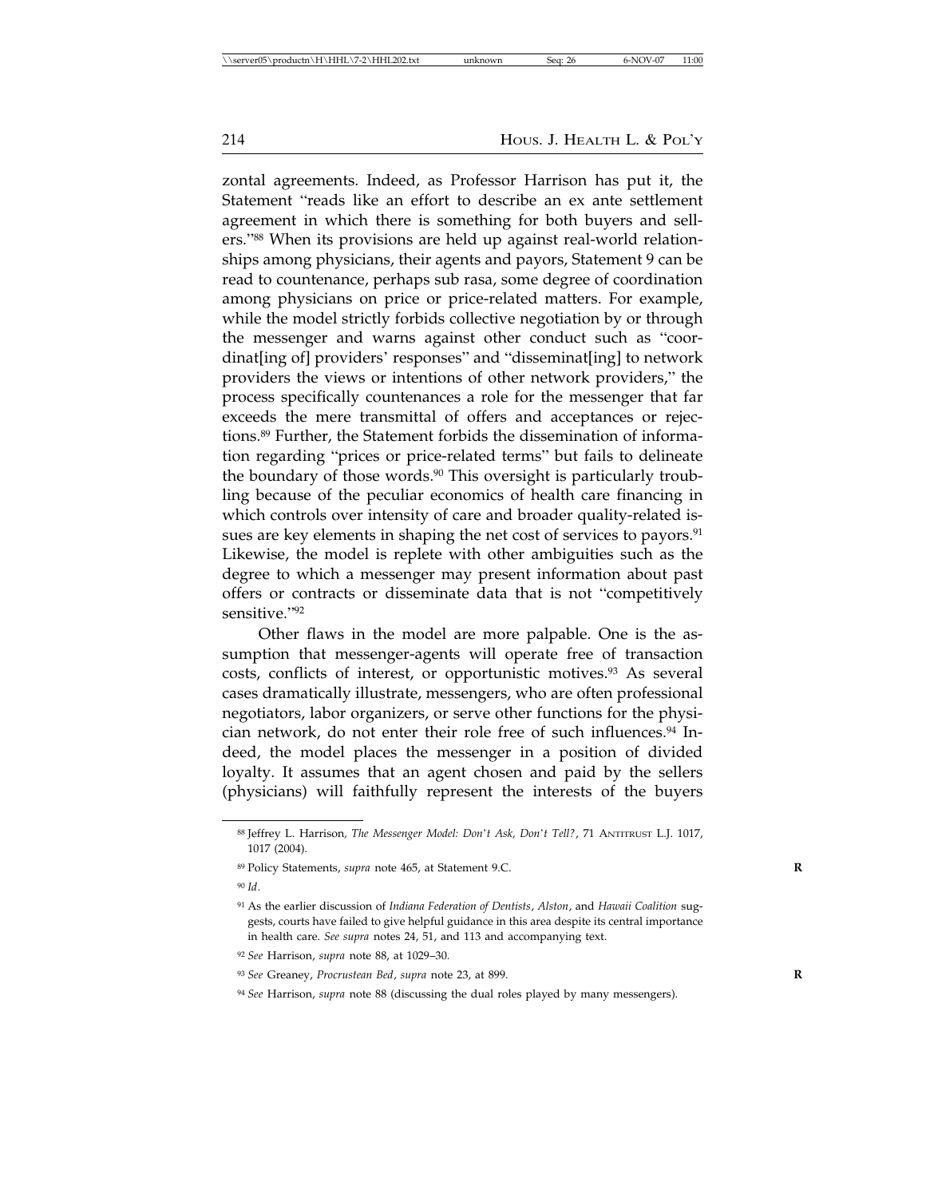zontal agreements. Indeed, as Professor Harrison has put it, the Statement "reads like an effort to describe an ex ante settlement agreement in which there is something for both buyers and sellers."[88] When its provisions are held up against real-world relationships among physicians, their agents and payors, Statement 9 can be read to countenance, perhaps sub rasa, some degree of coordination among physicians on price or price-related matters. For example, while the model strictly forbids collective negotiation by or through the messenger and warns against other conduct such as "coordinat[ing of] providers' responses" and "disseminat[ing] to network providers the views or intentions of other network providers," the process specifically countenances a role for the messenger that far exceeds the mere transmittal of offers and acceptances or rejections.[89] Further, the Statement forbids the dissemination of information regarding "prices or price-related terms" but fails to delineate the boundary of those words.[90] This oversight is particularly troubling because of the peculiar economics of health care financing in which controls over intensity of care and broader quality-related issues are key elements in shaping the net cost of services to payors.[91] Likewise, the model is replete with other ambiguities such as the degree to which a messenger may present information about past offers or contracts or disseminate data that is not "competitively sensitive."[92]

Other flaws in the model are more palpable. One is the assumption that messenger-agents will operate free of transaction costs, conflicts of interest, or opportunistic motives.[93] As several cases dramatically illustrate, messengers, who are often professional negotiators, labor organizers, or serve other functions for the physician network, do not enter their role free of such influences.[94] Indeed, the model places the messenger in a position of divided loyalty. It assumes that an agent chosen and paid by the sellers (physicians) will faithfully represent the interests of the buyers

---

[88] Jeffrey L. Harrison, *The Messenger Model: Don't Ask, Don't Tell?*, 71 ANTITRUST L.J. 1017, 1017 (2004).

[89] Policy Statements, *supra* note 465, at Statement 9.C.

[90] *Id*.

[91] As the earlier discussion of *Indiana Federation of Dentists*, *Alston*, and *Hawaii Coalition* suggests, courts have failed to give helpful guidance in this area despite its central importance in health care. *See supra* notes 24, 51, and 113 and accompanying text.

[92] *See* Harrison, *supra* note 88, at 1029–30.

[93] *See* Greaney, *Procrustean Bed*, *supra* note 23, at 899.

[94] *See* Harrison, *supra* note 88 (discussing the dual roles played by many messengers).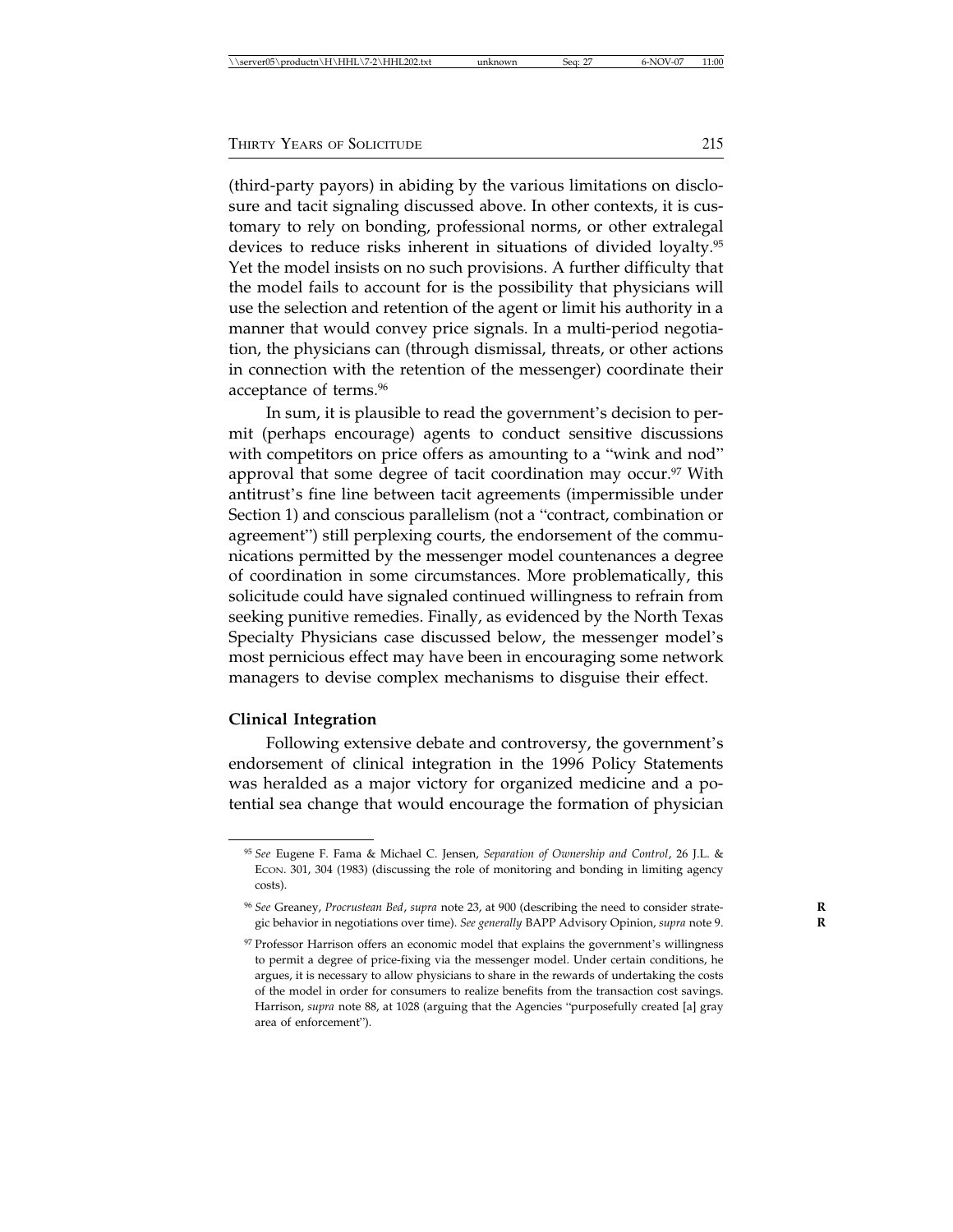(third-party payors) in abiding by the various limitations on disclosure and tacit signaling discussed above. In other contexts, it is customary to rely on bonding, professional norms, or other extralegal devices to reduce risks inherent in situations of divided loyalty.[95] Yet the model insists on no such provisions. A further difficulty that the model fails to account for is the possibility that physicians will use the selection and retention of the agent or limit his authority in a manner that would convey price signals. In a multi-period negotiation, the physicians can (through dismissal, threats, or other actions in connection with the retention of the messenger) coordinate their acceptance of terms.[96]

In sum, it is plausible to read the government's decision to permit (perhaps encourage) agents to conduct sensitive discussions with competitors on price offers as amounting to a "wink and nod" approval that some degree of tacit coordination may occur.[97] With antitrust's fine line between tacit agreements (impermissible under Section 1) and conscious parallelism (not a "contract, combination or agreement") still perplexing courts, the endorsement of the communications permitted by the messenger model countenances a degree of coordination in some circumstances. More problematically, this solicitude could have signaled continued willingness to refrain from seeking punitive remedies. Finally, as evidenced by the North Texas Specialty Physicians case discussed below, the messenger model's most pernicious effect may have been in encouraging some network managers to devise complex mechanisms to disguise their effect.

**Clinical Integration**

Following extensive debate and controversy, the government's endorsement of clinical integration in the 1996 Policy Statements was heralded as a major victory for organized medicine and a potential sea change that would encourage the formation of physician

---

[95] *See* Eugene F. Fama & Michael C. Jensen, *Separation of Ownership and Control*, 26 J.L. & Econ. 301, 304 (1983) (discussing the role of monitoring and bonding in limiting agency costs).

[96] *See* Greaney, *Procrustean Bed*, *supra* note 23, at 900 (describing the need to consider strategic behavior in negotiations over time). *See generally* BAPP Advisory Opinion, *supra* note 9.

[97] Professor Harrison offers an economic model that explains the government's willingness to permit a degree of price-fixing via the messenger model. Under certain conditions, he argues, it is necessary to allow physicians to share in the rewards of undertaking the costs of the model in order for consumers to realize benefits from the transaction cost savings. Harrison, *supra* note 88, at 1028 (arguing that the Agencies "purposefully created [a] gray area of enforcement").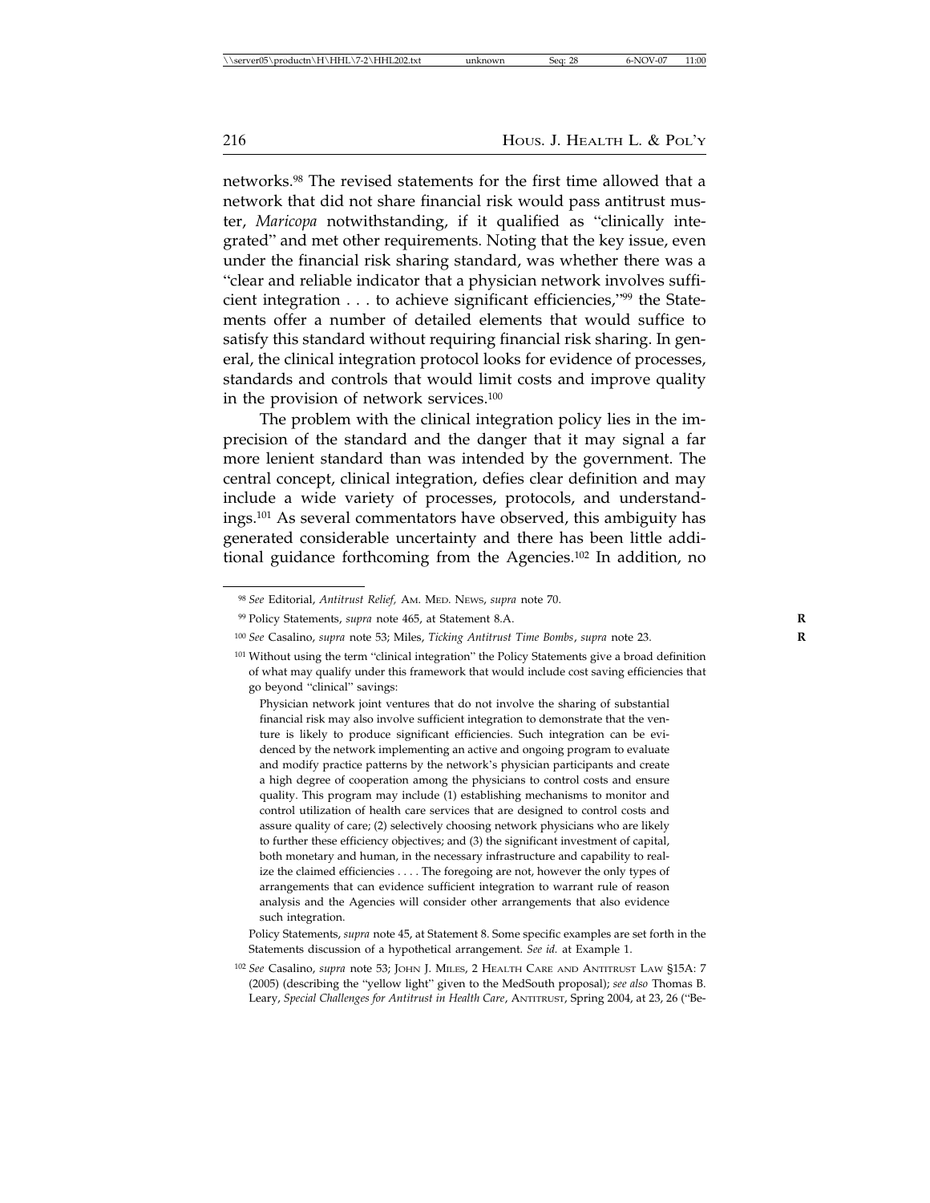networks.[98] The revised statements for the first time allowed that a network that did not share financial risk would pass antitrust muster, *Maricopa* notwithstanding, if it qualified as "clinically integrated" and met other requirements. Noting that the key issue, even under the financial risk sharing standard, was whether there was a "clear and reliable indicator that a physician network involves sufficient integration . . . to achieve significant efficiencies,"[99] the Statements offer a number of detailed elements that would suffice to satisfy this standard without requiring financial risk sharing. In general, the clinical integration protocol looks for evidence of processes, standards and controls that would limit costs and improve quality in the provision of network services.[100]

The problem with the clinical integration policy lies in the imprecision of the standard and the danger that it may signal a far more lenient standard than was intended by the government. The central concept, clinical integration, defies clear definition and may include a wide variety of processes, protocols, and understandings.[101] As several commentators have observed, this ambiguity has generated considerable uncertainty and there has been little additional guidance forthcoming from the Agencies.[102] In addition, no

---

[98] *See* Editorial, *Antitrust Relief,* AM. MED. NEWS, *supra* note 70.

[99] Policy Statements, *supra* note 465, at Statement 8.A.

[100] *See* Casalino, *supra* note 53; Miles, *Ticking Antitrust Time Bombs*, *supra* note 23.

[101] Without using the term "clinical integration" the Policy Statements give a broad definition of what may qualify under this framework that would include cost saving efficiencies that go beyond "clinical" savings:

> Physician network joint ventures that do not involve the sharing of substantial financial risk may also involve sufficient integration to demonstrate that the venture is likely to produce significant efficiencies. Such integration can be evidenced by the network implementing an active and ongoing program to evaluate and modify practice patterns by the network's physician participants and create a high degree of cooperation among the physicians to control costs and ensure quality. This program may include (1) establishing mechanisms to monitor and control utilization of health care services that are designed to control costs and assure quality of care; (2) selectively choosing network physicians who are likely to further these efficiency objectives; and (3) the significant investment of capital, both monetary and human, in the necessary infrastructure and capability to realize the claimed efficiencies . . . . The foregoing are not, however the only types of arrangements that can evidence sufficient integration to warrant rule of reason analysis and the Agencies will consider other arrangements that also evidence such integration.

Policy Statements, *supra* note 45, at Statement 8. Some specific examples are set forth in the Statements discussion of a hypothetical arrangement. *See id.* at Example 1.

[102] *See* Casalino, *supra* note 53; JOHN J. MILES, 2 HEALTH CARE AND ANTITRUST LAW §15A: 7 (2005) (describing the "yellow light" given to the MedSouth proposal); *see also* Thomas B. Leary, *Special Challenges for Antitrust in Health Care*, ANTITRUST, Spring 2004, at 23, 26 ("Be-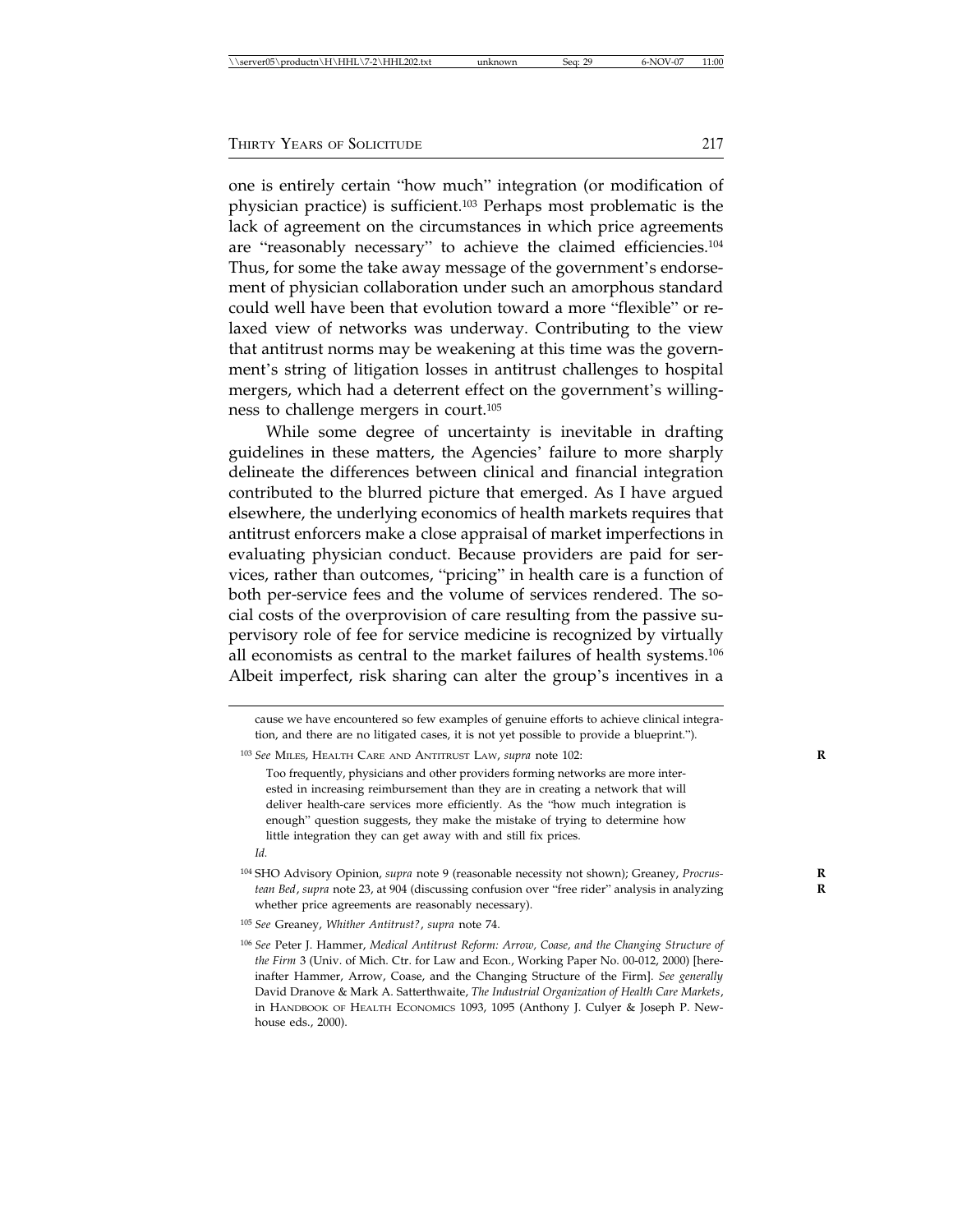one is entirely certain "how much" integration (or modification of physician practice) is sufficient.[103] Perhaps most problematic is the lack of agreement on the circumstances in which price agreements are "reasonably necessary" to achieve the claimed efficiencies.[104] Thus, for some the take away message of the government's endorsement of physician collaboration under such an amorphous standard could well have been that evolution toward a more "flexible" or relaxed view of networks was underway. Contributing to the view that antitrust norms may be weakening at this time was the government's string of litigation losses in antitrust challenges to hospital mergers, which had a deterrent effect on the government's willingness to challenge mergers in court.[105]

While some degree of uncertainty is inevitable in drafting guidelines in these matters, the Agencies' failure to more sharply delineate the differences between clinical and financial integration contributed to the blurred picture that emerged. As I have argued elsewhere, the underlying economics of health markets requires that antitrust enforcers make a close appraisal of market imperfections in evaluating physician conduct. Because providers are paid for services, rather than outcomes, "pricing" in health care is a function of both per-service fees and the volume of services rendered. The social costs of the overprovision of care resulting from the passive supervisory role of fee for service medicine is recognized by virtually all economists as central to the market failures of health systems.[106] Albeit imperfect, risk sharing can alter the group's incentives in a

---

cause we have encountered so few examples of genuine efforts to achieve clinical integration, and there are no litigated cases, it is not yet possible to provide a blueprint.").

[103] *See* Miles, Health Care and Antitrust Law, *supra* note 102:

> Too frequently, physicians and other providers forming networks are more interested in increasing reimbursement than they are in creating a network that will deliver health-care services more efficiently. As the "how much integration is enough" question suggests, they make the mistake of trying to determine how little integration they can get away with and still fix prices.

*Id.*

[104] SHO Advisory Opinion, *supra* note 9 (reasonable necessity not shown); Greaney, *Procrustean Bed*, *supra* note 23, at 904 (discussing confusion over "free rider" analysis in analyzing whether price agreements are reasonably necessary).

[105] *See* Greaney, *Whither Antitrust?*, *supra* note 74.

[106] *See* Peter J. Hammer, *Medical Antitrust Reform: Arrow, Coase, and the Changing Structure of the Firm* 3 (Univ. of Mich. Ctr. for Law and Econ., Working Paper No. 00-012, 2000) [hereinafter Hammer, Arrow, Coase, and the Changing Structure of the Firm]. *See generally* David Dranove & Mark A. Satterthwaite, *The Industrial Organization of Health Care Markets*, in Handbook of Health Economics 1093, 1095 (Anthony J. Culyer & Joseph P. Newhouse eds., 2000).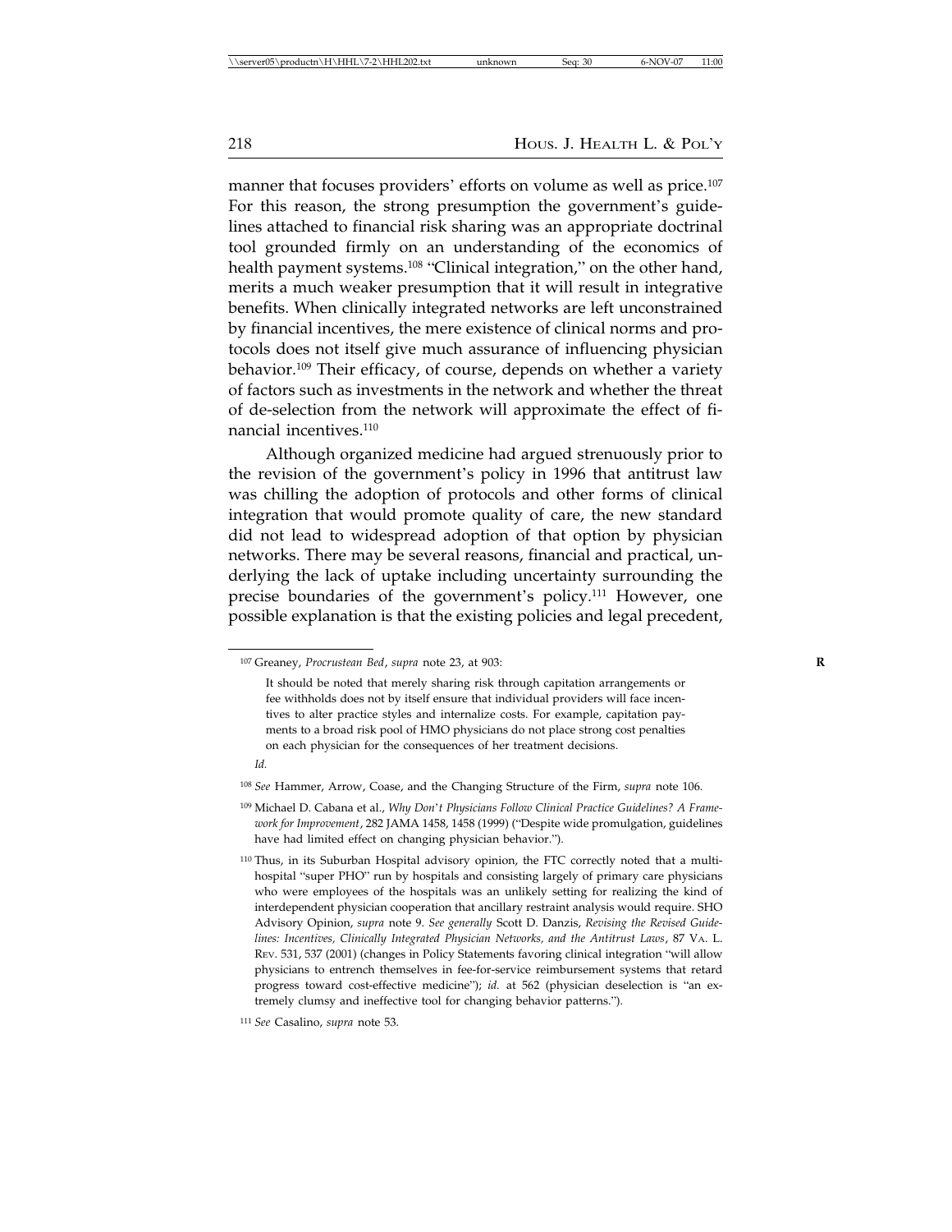manner that focuses providers' efforts on volume as well as price.[107] For this reason, the strong presumption the government's guidelines attached to financial risk sharing was an appropriate doctrinal tool grounded firmly on an understanding of the economics of health payment systems.[108] "Clinical integration," on the other hand, merits a much weaker presumption that it will result in integrative benefits. When clinically integrated networks are left unconstrained by financial incentives, the mere existence of clinical norms and protocols does not itself give much assurance of influencing physician behavior.[109] Their efficacy, of course, depends on whether a variety of factors such as investments in the network and whether the threat of de-selection from the network will approximate the effect of financial incentives.[110]

Although organized medicine had argued strenuously prior to the revision of the government's policy in 1996 that antitrust law was chilling the adoption of protocols and other forms of clinical integration that would promote quality of care, the new standard did not lead to widespread adoption of that option by physician networks. There may be several reasons, financial and practical, underlying the lack of uptake including uncertainty surrounding the precise boundaries of the government's policy.[111] However, one possible explanation is that the existing policies and legal precedent,

---

[107] Greaney, *Procrustean Bed*, *supra* note 23, at 903:

> It should be noted that merely sharing risk through capitation arrangements or fee withholds does not by itself ensure that individual providers will face incentives to alter practice styles and internalize costs. For example, capitation payments to a broad risk pool of HMO physicians do not place strong cost penalties on each physician for the consequences of her treatment decisions.

*Id.*

[108] *See* Hammer, Arrow, Coase, and the Changing Structure of the Firm, *supra* note 106.

[109] Michael D. Cabana et al., *Why Don't Physicians Follow Clinical Practice Guidelines? A Framework for Improvement*, 282 JAMA 1458, 1458 (1999) ("Despite wide promulgation, guidelines have had limited effect on changing physician behavior.").

[110] Thus, in its Suburban Hospital advisory opinion, the FTC correctly noted that a multi-hospital "super PHO" run by hospitals and consisting largely of primary care physicians who were employees of the hospitals was an unlikely setting for realizing the kind of interdependent physician cooperation that ancillary restraint analysis would require. SHO Advisory Opinion, *supra* note 9. *See generally* Scott D. Danzis, *Revising the Revised Guidelines: Incentives, Clinically Integrated Physician Networks, and the Antitrust Laws*, 87 VA. L. REV. 531, 537 (2001) (changes in Policy Statements favoring clinical integration "will allow physicians to entrench themselves in fee-for-service reimbursement systems that retard progress toward cost-effective medicine"); *id.* at 562 (physician deselection is "an extremely clumsy and ineffective tool for changing behavior patterns.").

[111] *See* Casalino, *supra* note 53.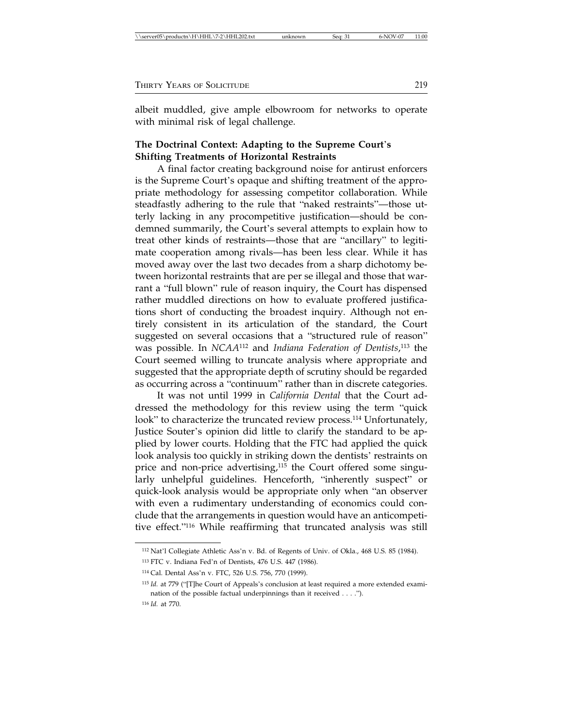albeit muddled, give ample elbowroom for networks to operate with minimal risk of legal challenge.

**The Doctrinal Context: Adapting to the Supreme Court's Shifting Treatments of Horizontal Restraints**

A final factor creating background noise for antitrust enforcers is the Supreme Court's opaque and shifting treatment of the appropriate methodology for assessing competitor collaboration. While steadfastly adhering to the rule that "naked restraints"—those utterly lacking in any procompetitive justification—should be condemned summarily, the Court's several attempts to explain how to treat other kinds of restraints—those that are "ancillary" to legitimate cooperation among rivals—has been less clear. While it has moved away over the last two decades from a sharp dichotomy between horizontal restraints that are per se illegal and those that warrant a "full blown" rule of reason inquiry, the Court has dispensed rather muddled directions on how to evaluate proffered justifications short of conducting the broadest inquiry. Although not entirely consistent in its articulation of the standard, the Court suggested on several occasions that a "structured rule of reason" was possible. In *NCAA*[112] and *Indiana Federation of Dentists*,[113] the Court seemed willing to truncate analysis where appropriate and suggested that the appropriate depth of scrutiny should be regarded as occurring across a "continuum" rather than in discrete categories.

It was not until 1999 in *California Dental* that the Court addressed the methodology for this review using the term "quick look" to characterize the truncated review process.[114] Unfortunately, Justice Souter's opinion did little to clarify the standard to be applied by lower courts. Holding that the FTC had applied the quick look analysis too quickly in striking down the dentists' restraints on price and non-price advertising,[115] the Court offered some singularly unhelpful guidelines. Henceforth, "inherently suspect" or quick-look analysis would be appropriate only when "an observer with even a rudimentary understanding of economics could conclude that the arrangements in question would have an anticompetitive effect."[116] While reaffirming that truncated analysis was still

---

[112] Nat'l Collegiate Athletic Ass'n v. Bd. of Regents of Univ. of Okla., 468 U.S. 85 (1984).

[113] FTC v. Indiana Fed'n of Dentists, 476 U.S. 447 (1986).

[114] Cal. Dental Ass'n v. FTC, 526 U.S. 756, 770 (1999).

[115] *Id.* at 779 ("[T]he Court of Appeals's conclusion at least required a more extended examination of the possible factual underpinnings than it received . . . .").

[116] *Id.* at 770.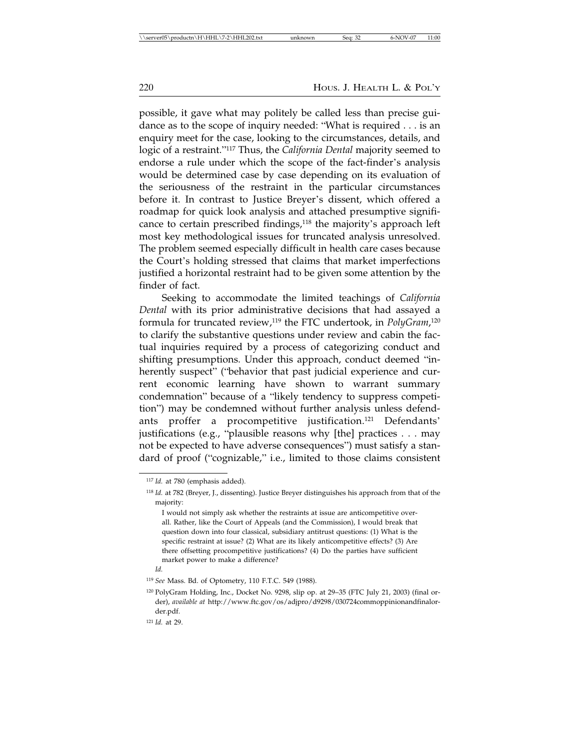possible, it gave what may politely be called less than precise guidance as to the scope of inquiry needed: "What is required . . . is an enquiry meet for the case, looking to the circumstances, details, and logic of a restraint."[117] Thus, the *California Dental* majority seemed to endorse a rule under which the scope of the fact-finder's analysis would be determined case by case depending on its evaluation of the seriousness of the restraint in the particular circumstances before it. In contrast to Justice Breyer's dissent, which offered a roadmap for quick look analysis and attached presumptive significance to certain prescribed findings,[118] the majority's approach left most key methodological issues for truncated analysis unresolved. The problem seemed especially difficult in health care cases because the Court's holding stressed that claims that market imperfections justified a horizontal restraint had to be given some attention by the finder of fact.

Seeking to accommodate the limited teachings of *California Dental* with its prior administrative decisions that had assayed a formula for truncated review,[119] the FTC undertook, in *PolyGram*,[120] to clarify the substantive questions under review and cabin the factual inquiries required by a process of categorizing conduct and shifting presumptions. Under this approach, conduct deemed "inherently suspect" ("behavior that past judicial experience and current economic learning have shown to warrant summary condemnation" because of a "likely tendency to suppress competition") may be condemned without further analysis unless defendants proffer a procompetitive justification.[121] Defendants' justifications (e.g., "plausible reasons why [the] practices . . . may not be expected to have adverse consequences") must satisfy a standard of proof ("cognizable," i.e., limited to those claims consistent

---

[117] *Id.* at 780 (emphasis added).

[118] *Id.* at 782 (Breyer, J., dissenting). Justice Breyer distinguishes his approach from that of the majority:

> I would not simply ask whether the restraints at issue are anticompetitive overall. Rather, like the Court of Appeals (and the Commission), I would break that question down into four classical, subsidiary antitrust questions: (1) What is the specific restraint at issue? (2) What are its likely anticompetitive effects? (3) Are there offsetting procompetitive justifications? (4) Do the parties have sufficient market power to make a difference?

*Id.*

[119] *See* Mass. Bd. of Optometry, 110 F.T.C. 549 (1988).

[120] PolyGram Holding, Inc., Docket No. 9298, slip op. at 29–35 (FTC July 21, 2003) (final order), *available at* http://www.ftc.gov/os/adjpro/d9298/030724commoppinionandfinalorder.pdf.

[121] *Id.* at 29.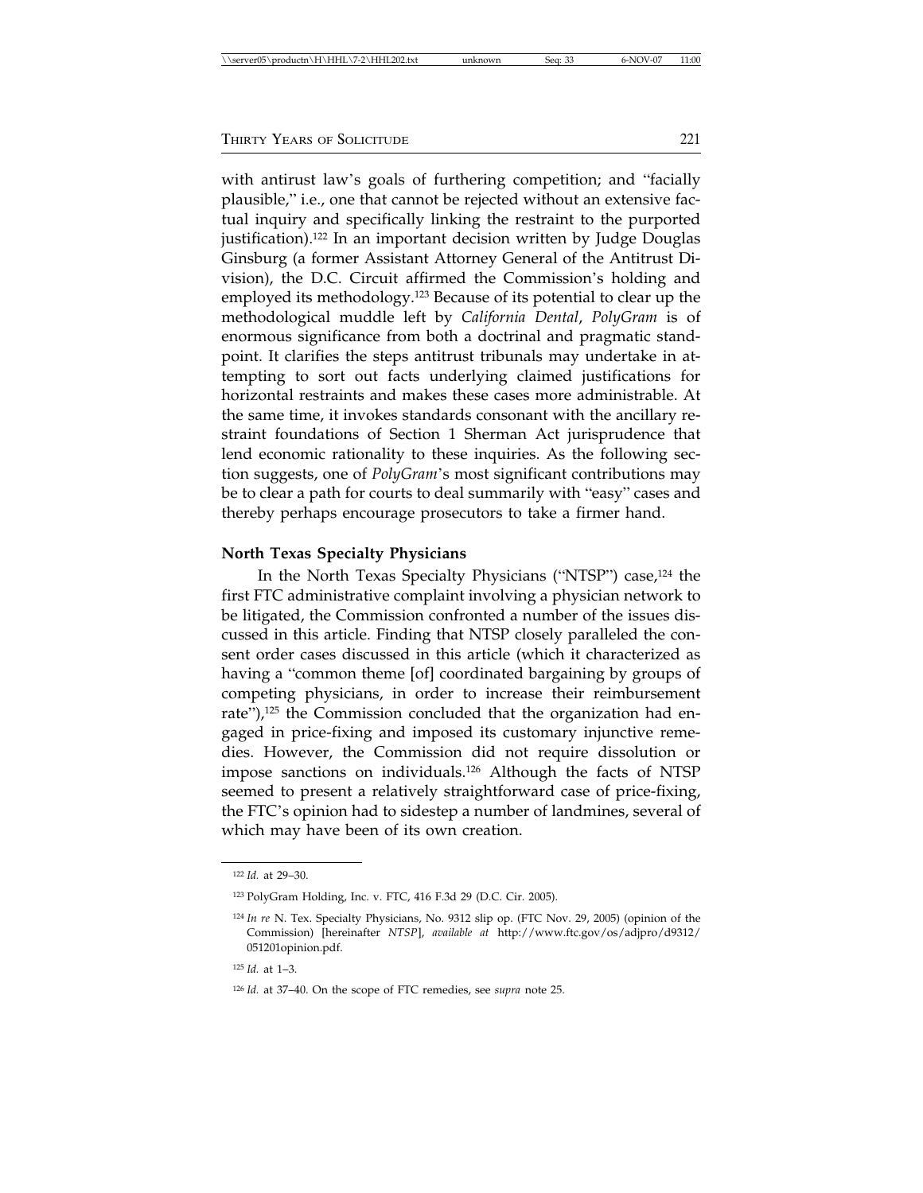with antirust law's goals of furthering competition; and "facially plausible," i.e., one that cannot be rejected without an extensive factual inquiry and specifically linking the restraint to the purported justification).[122] In an important decision written by Judge Douglas Ginsburg (a former Assistant Attorney General of the Antitrust Division), the D.C. Circuit affirmed the Commission's holding and employed its methodology.[123] Because of its potential to clear up the methodological muddle left by *California Dental*, *PolyGram* is of enormous significance from both a doctrinal and pragmatic standpoint. It clarifies the steps antitrust tribunals may undertake in attempting to sort out facts underlying claimed justifications for horizontal restraints and makes these cases more administrable. At the same time, it invokes standards consonant with the ancillary restraint foundations of Section 1 Sherman Act jurisprudence that lend economic rationality to these inquiries. As the following section suggests, one of *PolyGram*'s most significant contributions may be to clear a path for courts to deal summarily with "easy" cases and thereby perhaps encourage prosecutors to take a firmer hand.

**North Texas Specialty Physicians**

In the North Texas Specialty Physicians ("NTSP") case,[124] the first FTC administrative complaint involving a physician network to be litigated, the Commission confronted a number of the issues discussed in this article. Finding that NTSP closely paralleled the consent order cases discussed in this article (which it characterized as having a "common theme [of] coordinated bargaining by groups of competing physicians, in order to increase their reimbursement rate"),[125] the Commission concluded that the organization had engaged in price-fixing and imposed its customary injunctive remedies. However, the Commission did not require dissolution or impose sanctions on individuals.[126] Although the facts of NTSP seemed to present a relatively straightforward case of price-fixing, the FTC's opinion had to sidestep a number of landmines, several of which may have been of its own creation.

---

[122] *Id.* at 29–30.

[123] PolyGram Holding, Inc. v. FTC, 416 F.3d 29 (D.C. Cir. 2005).

[124] *In re* N. Tex. Specialty Physicians, No. 9312 slip op. (FTC Nov. 29, 2005) (opinion of the Commission) [hereinafter *NTSP*], *available at* http://www.ftc.gov/os/adjpro/d9312/051201opinion.pdf.

[125] *Id.* at 1–3.

[126] *Id.* at 37–40. On the scope of FTC remedies, see *supra* note 25.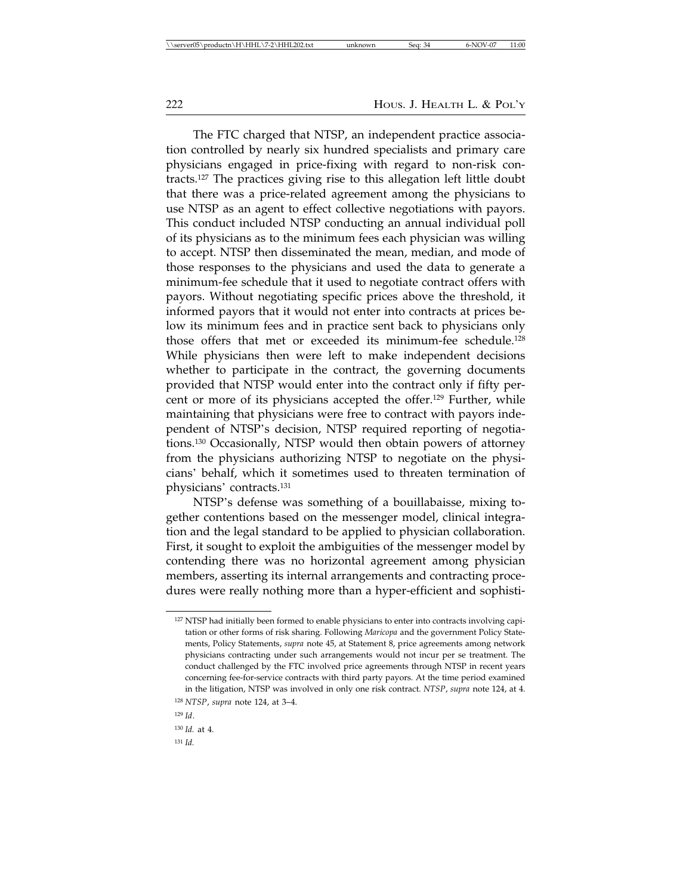The FTC charged that NTSP, an independent practice association controlled by nearly six hundred specialists and primary care physicians engaged in price-fixing with regard to non-risk contracts.[127] The practices giving rise to this allegation left little doubt that there was a price-related agreement among the physicians to use NTSP as an agent to effect collective negotiations with payors. This conduct included NTSP conducting an annual individual poll of its physicians as to the minimum fees each physician was willing to accept. NTSP then disseminated the mean, median, and mode of those responses to the physicians and used the data to generate a minimum-fee schedule that it used to negotiate contract offers with payors. Without negotiating specific prices above the threshold, it informed payors that it would not enter into contracts at prices below its minimum fees and in practice sent back to physicians only those offers that met or exceeded its minimum-fee schedule.[128] While physicians then were left to make independent decisions whether to participate in the contract, the governing documents provided that NTSP would enter into the contract only if fifty percent or more of its physicians accepted the offer.[129] Further, while maintaining that physicians were free to contract with payors independent of NTSP's decision, NTSP required reporting of negotiations.[130] Occasionally, NTSP would then obtain powers of attorney from the physicians authorizing NTSP to negotiate on the physicians' behalf, which it sometimes used to threaten termination of physicians' contracts.[131]

NTSP's defense was something of a bouillabaisse, mixing together contentions based on the messenger model, clinical integration and the legal standard to be applied to physician collaboration. First, it sought to exploit the ambiguities of the messenger model by contending there was no horizontal agreement among physician members, asserting its internal arrangements and contracting procedures were really nothing more than a hyper-efficient and sophisti-

---

[127] NTSP had initially been formed to enable physicians to enter into contracts involving capitation or other forms of risk sharing. Following *Maricopa* and the government Policy Statements, Policy Statements, *supra* note 45, at Statement 8, price agreements among network physicians contracting under such arrangements would not incur per se treatment. The conduct challenged by the FTC involved price agreements through NTSP in recent years concerning fee-for-service contracts with third party payors. At the time period examined in the litigation, NTSP was involved in only one risk contract. *NTSP*, *supra* note 124, at 4.

[128] *NTSP*, *supra* note 124, at 3–4.

[129] *Id*.

[130] *Id.* at 4.

[131] *Id.*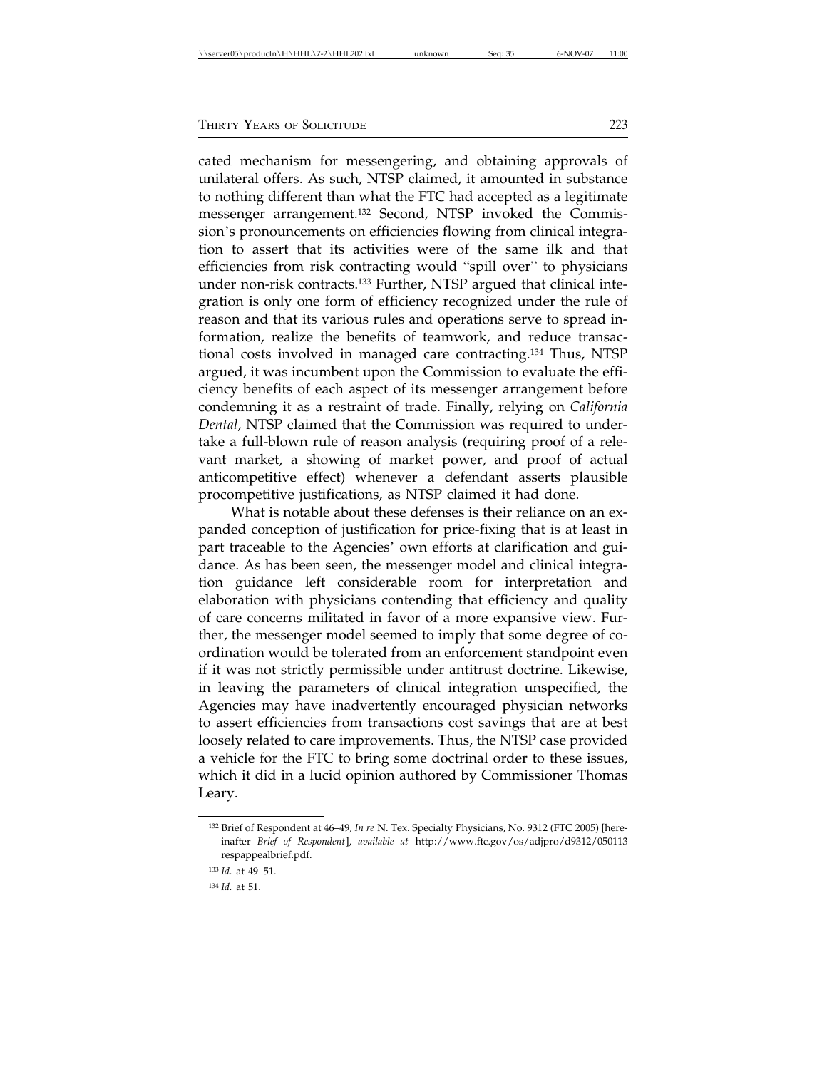cated mechanism for messengering, and obtaining approvals of unilateral offers. As such, NTSP claimed, it amounted in substance to nothing different than what the FTC had accepted as a legitimate messenger arrangement.[132] Second, NTSP invoked the Commission's pronouncements on efficiencies flowing from clinical integration to assert that its activities were of the same ilk and that efficiencies from risk contracting would "spill over" to physicians under non-risk contracts.[133] Further, NTSP argued that clinical integration is only one form of efficiency recognized under the rule of reason and that its various rules and operations serve to spread information, realize the benefits of teamwork, and reduce transactional costs involved in managed care contracting.[134] Thus, NTSP argued, it was incumbent upon the Commission to evaluate the efficiency benefits of each aspect of its messenger arrangement before condemning it as a restraint of trade. Finally, relying on *California Dental*, NTSP claimed that the Commission was required to undertake a full-blown rule of reason analysis (requiring proof of a relevant market, a showing of market power, and proof of actual anticompetitive effect) whenever a defendant asserts plausible procompetitive justifications, as NTSP claimed it had done.

What is notable about these defenses is their reliance on an expanded conception of justification for price-fixing that is at least in part traceable to the Agencies' own efforts at clarification and guidance. As has been seen, the messenger model and clinical integration guidance left considerable room for interpretation and elaboration with physicians contending that efficiency and quality of care concerns militated in favor of a more expansive view. Further, the messenger model seemed to imply that some degree of coordination would be tolerated from an enforcement standpoint even if it was not strictly permissible under antitrust doctrine. Likewise, in leaving the parameters of clinical integration unspecified, the Agencies may have inadvertently encouraged physician networks to assert efficiencies from transactions cost savings that are at best loosely related to care improvements. Thus, the NTSP case provided a vehicle for the FTC to bring some doctrinal order to these issues, which it did in a lucid opinion authored by Commissioner Thomas Leary.

---

[132] Brief of Respondent at 46–49, *In re* N. Tex. Specialty Physicians, No. 9312 (FTC 2005) [hereinafter *Brief of Respondent*], *available at* http://www.ftc.gov/os/adjpro/d9312/050113respappealbrief.pdf.

[133] *Id.* at 49–51.

[134] *Id.* at 51.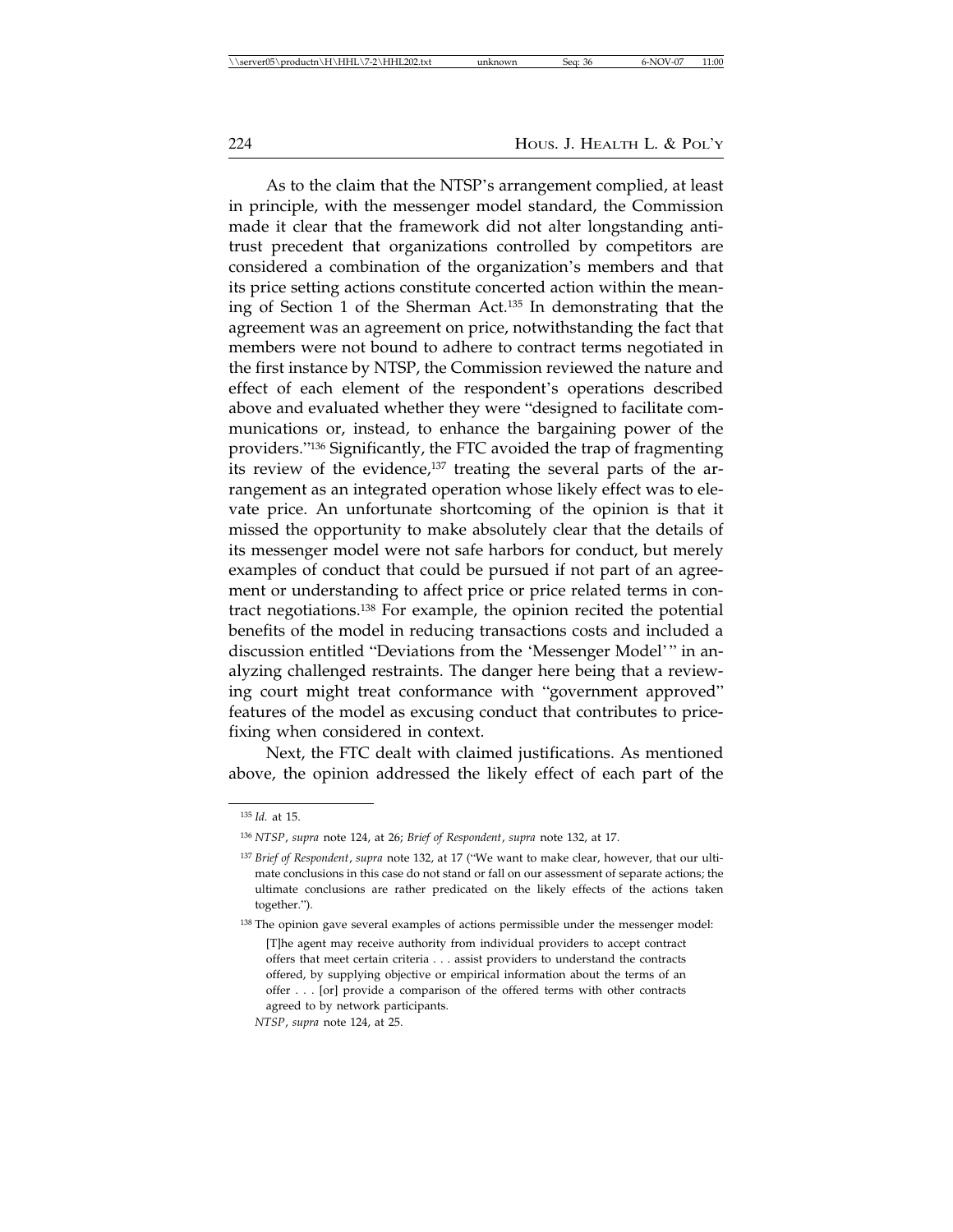As to the claim that the NTSP's arrangement complied, at least in principle, with the messenger model standard, the Commission made it clear that the framework did not alter longstanding antitrust precedent that organizations controlled by competitors are considered a combination of the organization's members and that its price setting actions constitute concerted action within the meaning of Section 1 of the Sherman Act.[135] In demonstrating that the agreement was an agreement on price, notwithstanding the fact that members were not bound to adhere to contract terms negotiated in the first instance by NTSP, the Commission reviewed the nature and effect of each element of the respondent's operations described above and evaluated whether they were "designed to facilitate communications or, instead, to enhance the bargaining power of the providers."[136] Significantly, the FTC avoided the trap of fragmenting its review of the evidence,[137] treating the several parts of the arrangement as an integrated operation whose likely effect was to elevate price. An unfortunate shortcoming of the opinion is that it missed the opportunity to make absolutely clear that the details of its messenger model were not safe harbors for conduct, but merely examples of conduct that could be pursued if not part of an agreement or understanding to affect price or price related terms in contract negotiations.[138] For example, the opinion recited the potential benefits of the model in reducing transactions costs and included a discussion entitled "Deviations from the 'Messenger Model'" in analyzing challenged restraints. The danger here being that a reviewing court might treat conformance with "government approved" features of the model as excusing conduct that contributes to price-fixing when considered in context.

Next, the FTC dealt with claimed justifications. As mentioned above, the opinion addressed the likely effect of each part of the

---

[135] *Id.* at 15.

[136] *NTSP*, *supra* note 124, at 26; *Brief of Respondent*, *supra* note 132, at 17.

[137] *Brief of Respondent*, *supra* note 132, at 17 ("We want to make clear, however, that our ultimate conclusions in this case do not stand or fall on our assessment of separate actions; the ultimate conclusions are rather predicated on the likely effects of the actions taken together.").

[138] The opinion gave several examples of actions permissible under the messenger model:

> [T]he agent may receive authority from individual providers to accept contract offers that meet certain criteria . . . assist providers to understand the contracts offered, by supplying objective or empirical information about the terms of an offer . . . [or] provide a comparison of the offered terms with other contracts agreed to by network participants.

*NTSP*, *supra* note 124, at 25.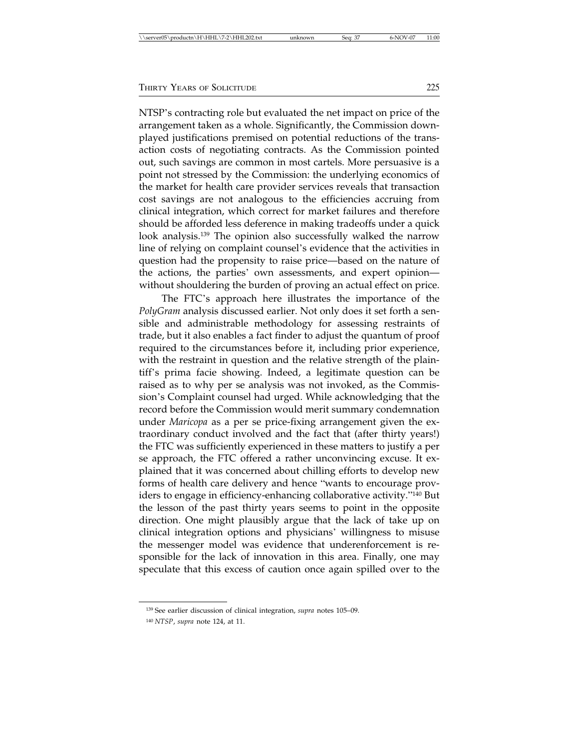NTSP's contracting role but evaluated the net impact on price of the arrangement taken as a whole. Significantly, the Commission downplayed justifications premised on potential reductions of the transaction costs of negotiating contracts. As the Commission pointed out, such savings are common in most cartels. More persuasive is a point not stressed by the Commission: the underlying economics of the market for health care provider services reveals that transaction cost savings are not analogous to the efficiencies accruing from clinical integration, which correct for market failures and therefore should be afforded less deference in making tradeoffs under a quick look analysis.[139] The opinion also successfully walked the narrow line of relying on complaint counsel's evidence that the activities in question had the propensity to raise price—based on the nature of the actions, the parties' own assessments, and expert opinion—without shouldering the burden of proving an actual effect on price.

The FTC's approach here illustrates the importance of the *PolyGram* analysis discussed earlier. Not only does it set forth a sensible and administrable methodology for assessing restraints of trade, but it also enables a fact finder to adjust the quantum of proof required to the circumstances before it, including prior experience, with the restraint in question and the relative strength of the plaintiff's prima facie showing. Indeed, a legitimate question can be raised as to why per se analysis was not invoked, as the Commission's Complaint counsel had urged. While acknowledging that the record before the Commission would merit summary condemnation under *Maricopa* as a per se price-fixing arrangement given the extraordinary conduct involved and the fact that (after thirty years!) the FTC was sufficiently experienced in these matters to justify a per se approach, the FTC offered a rather unconvincing excuse. It explained that it was concerned about chilling efforts to develop new forms of health care delivery and hence "wants to encourage providers to engage in efficiency-enhancing collaborative activity."[140] But the lesson of the past thirty years seems to point in the opposite direction. One might plausibly argue that the lack of take up on clinical integration options and physicians' willingness to misuse the messenger model was evidence that underenforcement is responsible for the lack of innovation in this area. Finally, one may speculate that this excess of caution once again spilled over to the

---

[139] See earlier discussion of clinical integration, *supra* notes 105–09.

[140] *NTSP*, *supra* note 124, at 11.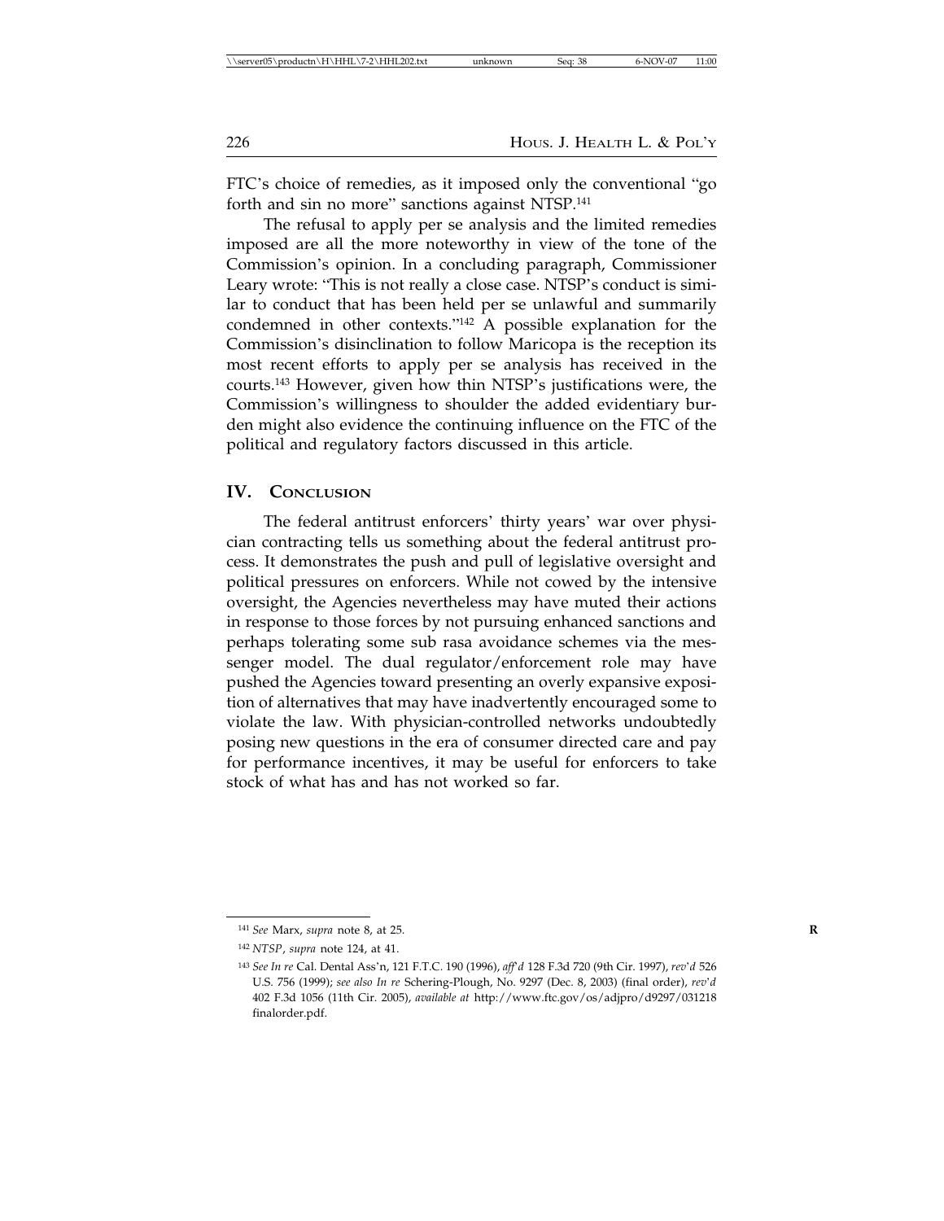FTC's choice of remedies, as it imposed only the conventional "go forth and sin no more" sanctions against NTSP.[141]

The refusal to apply per se analysis and the limited remedies imposed are all the more noteworthy in view of the tone of the Commission's opinion. In a concluding paragraph, Commissioner Leary wrote: "This is not really a close case. NTSP's conduct is similar to conduct that has been held per se unlawful and summarily condemned in other contexts."[142] A possible explanation for the Commission's disinclination to follow Maricopa is the reception its most recent efforts to apply per se analysis has received in the courts.[143] However, given how thin NTSP's justifications were, the Commission's willingness to shoulder the added evidentiary burden might also evidence the continuing influence on the FTC of the political and regulatory factors discussed in this article.

## IV. Conclusion

The federal antitrust enforcers' thirty years' war over physician contracting tells us something about the federal antitrust process. It demonstrates the push and pull of legislative oversight and political pressures on enforcers. While not cowed by the intensive oversight, the Agencies nevertheless may have muted their actions in response to those forces by not pursuing enhanced sanctions and perhaps tolerating some sub rasa avoidance schemes via the messenger model. The dual regulator/enforcement role may have pushed the Agencies toward presenting an overly expansive exposition of alternatives that may have inadvertently encouraged some to violate the law. With physician-controlled networks undoubtedly posing new questions in the era of consumer directed care and pay for performance incentives, it may be useful for enforcers to take stock of what has and has not worked so far.

---

[141] *See* Marx, *supra* note 8, at 25.

[142] *NTSP*, *supra* note 124, at 41.

[143] *See In re* Cal. Dental Ass'n, 121 F.T.C. 190 (1996), *aff'd* 128 F.3d 720 (9th Cir. 1997), *rev'd* 526 U.S. 756 (1999); *see also In re* Schering-Plough, No. 9297 (Dec. 8, 2003) (final order), *rev'd* 402 F.3d 1056 (11th Cir. 2005), *available at* http://www.ftc.gov/os/adjpro/d9297/031218finalorder.pdf.